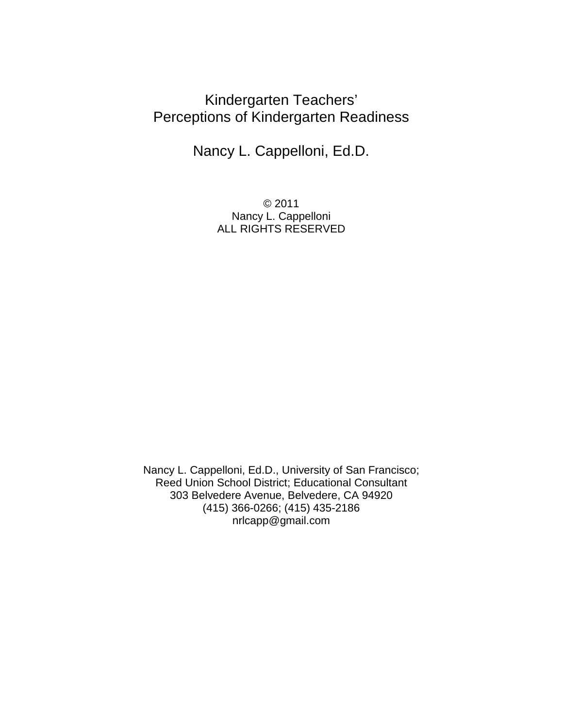# Kindergarten Teachers' Perceptions of Kindergarten Readiness

Nancy L. Cappelloni, Ed.D.

© 2011
Nancy L. Cappelloni
ALL RIGHTS RESERVED

Nancy L. Cappelloni, Ed.D., University of San Francisco;
Reed Union School District; Educational Consultant
303 Belvedere Avenue, Belvedere, CA 94920
(415) 366-0266; (415) 435-2186
nrlcapp@gmail.com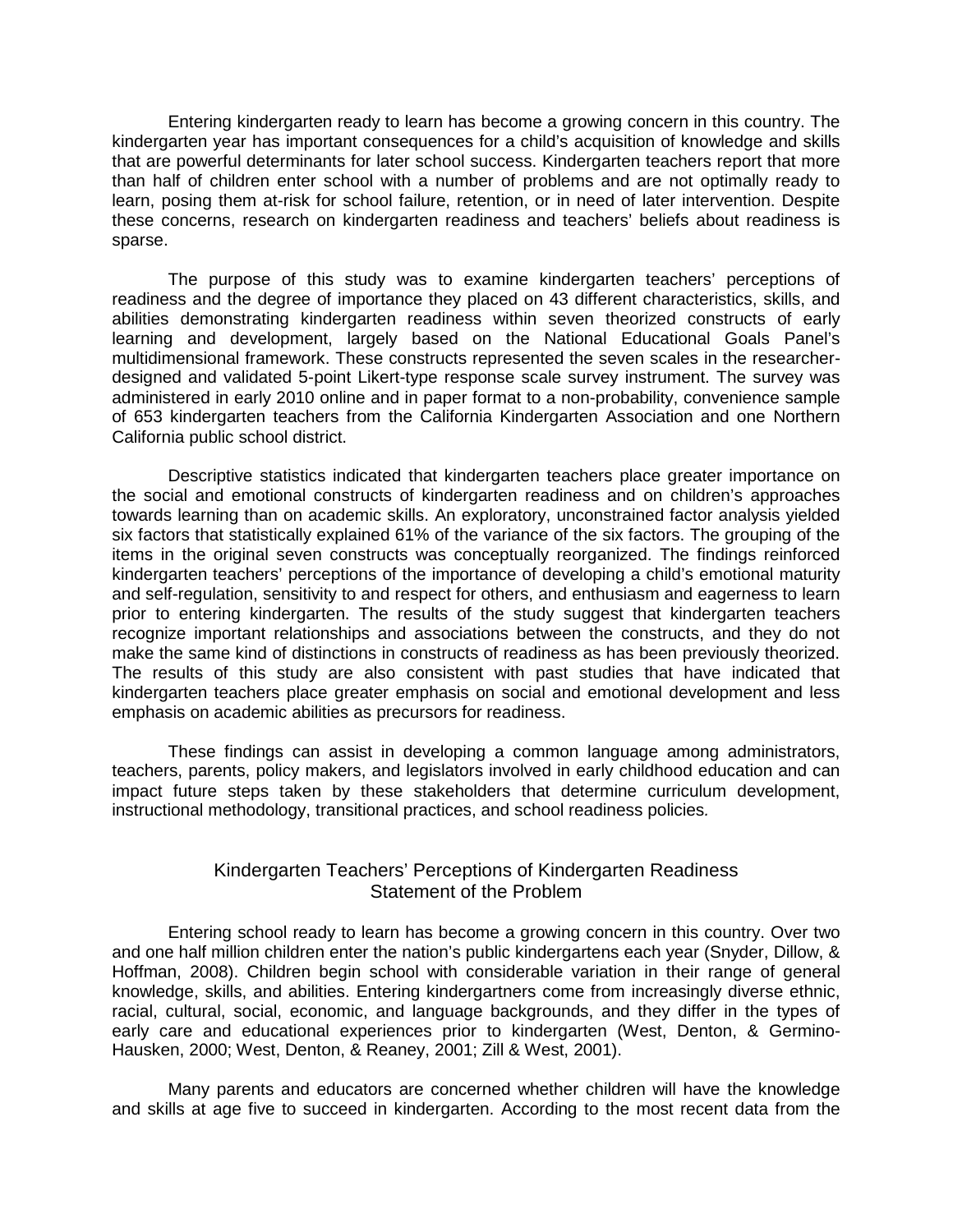Entering kindergarten ready to learn has become a growing concern in this country. The kindergarten year has important consequences for a child's acquisition of knowledge and skills that are powerful determinants for later school success. Kindergarten teachers report that more than half of children enter school with a number of problems and are not optimally ready to learn, posing them at-risk for school failure, retention, or in need of later intervention. Despite these concerns, research on kindergarten readiness and teachers' beliefs about readiness is sparse.

The purpose of this study was to examine kindergarten teachers' perceptions of readiness and the degree of importance they placed on 43 different characteristics, skills, and abilities demonstrating kindergarten readiness within seven theorized constructs of early learning and development, largely based on the National Educational Goals Panel's multidimensional framework. These constructs represented the seven scales in the researcher-designed and validated 5-point Likert-type response scale survey instrument. The survey was administered in early 2010 online and in paper format to a non-probability, convenience sample of 653 kindergarten teachers from the California Kindergarten Association and one Northern California public school district.

Descriptive statistics indicated that kindergarten teachers place greater importance on the social and emotional constructs of kindergarten readiness and on children's approaches towards learning than on academic skills. An exploratory, unconstrained factor analysis yielded six factors that statistically explained 61% of the variance of the six factors. The grouping of the items in the original seven constructs was conceptually reorganized. The findings reinforced kindergarten teachers' perceptions of the importance of developing a child's emotional maturity and self-regulation, sensitivity to and respect for others, and enthusiasm and eagerness to learn prior to entering kindergarten. The results of the study suggest that kindergarten teachers recognize important relationships and associations between the constructs, and they do not make the same kind of distinctions in constructs of readiness as has been previously theorized. The results of this study are also consistent with past studies that have indicated that kindergarten teachers place greater emphasis on social and emotional development and less emphasis on academic abilities as precursors for readiness.

These findings can assist in developing a common language among administrators, teachers, parents, policy makers, and legislators involved in early childhood education and can impact future steps taken by these stakeholders that determine curriculum development, instructional methodology, transitional practices, and school readiness policies.

## Kindergarten Teachers' Perceptions of Kindergarten Readiness
## Statement of the Problem

Entering school ready to learn has become a growing concern in this country. Over two and one half million children enter the nation's public kindergartens each year (Snyder, Dillow, & Hoffman, 2008). Children begin school with considerable variation in their range of general knowledge, skills, and abilities. Entering kindergartners come from increasingly diverse ethnic, racial, cultural, social, economic, and language backgrounds, and they differ in the types of early care and educational experiences prior to kindergarten (West, Denton, & Germino-Hausken, 2000; West, Denton, & Reaney, 2001; Zill & West, 2001).

Many parents and educators are concerned whether children will have the knowledge and skills at age five to succeed in kindergarten. According to the most recent data from the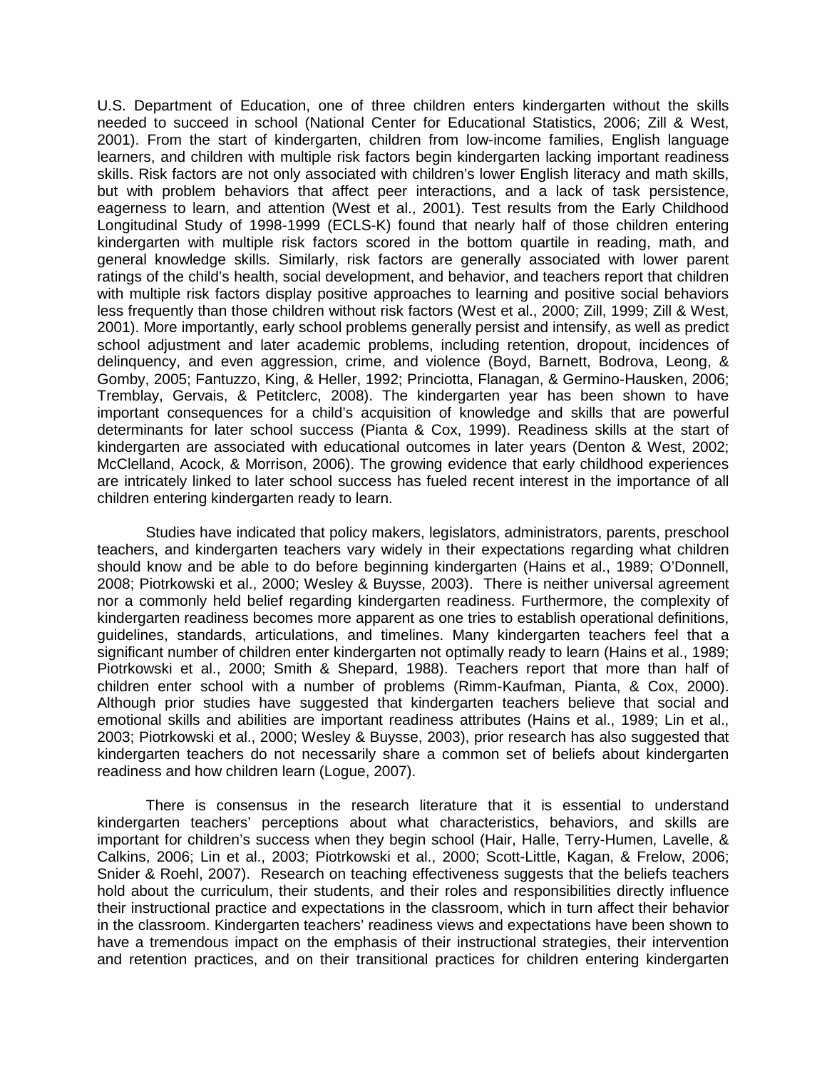U.S. Department of Education, one of three children enters kindergarten without the skills needed to succeed in school (National Center for Educational Statistics, 2006; Zill & West, 2001). From the start of kindergarten, children from low-income families, English language learners, and children with multiple risk factors begin kindergarten lacking important readiness skills. Risk factors are not only associated with children's lower English literacy and math skills, but with problem behaviors that affect peer interactions, and a lack of task persistence, eagerness to learn, and attention (West et al., 2001). Test results from the Early Childhood Longitudinal Study of 1998-1999 (ECLS-K) found that nearly half of those children entering kindergarten with multiple risk factors scored in the bottom quartile in reading, math, and general knowledge skills. Similarly, risk factors are generally associated with lower parent ratings of the child's health, social development, and behavior, and teachers report that children with multiple risk factors display positive approaches to learning and positive social behaviors less frequently than those children without risk factors (West et al., 2000; Zill, 1999; Zill & West, 2001). More importantly, early school problems generally persist and intensify, as well as predict school adjustment and later academic problems, including retention, dropout, incidences of delinquency, and even aggression, crime, and violence (Boyd, Barnett, Bodrova, Leong, & Gomby, 2005; Fantuzzo, King, & Heller, 1992; Princiotta, Flanagan, & Germino-Hausken, 2006; Tremblay, Gervais, & Petitclerc, 2008). The kindergarten year has been shown to have important consequences for a child's acquisition of knowledge and skills that are powerful determinants for later school success (Pianta & Cox, 1999). Readiness skills at the start of kindergarten are associated with educational outcomes in later years (Denton & West, 2002; McClelland, Acock, & Morrison, 2006). The growing evidence that early childhood experiences are intricately linked to later school success has fueled recent interest in the importance of all children entering kindergarten ready to learn.

Studies have indicated that policy makers, legislators, administrators, parents, preschool teachers, and kindergarten teachers vary widely in their expectations regarding what children should know and be able to do before beginning kindergarten (Hains et al., 1989; O'Donnell, 2008; Piotrkowski et al., 2000; Wesley & Buysse, 2003). There is neither universal agreement nor a commonly held belief regarding kindergarten readiness. Furthermore, the complexity of kindergarten readiness becomes more apparent as one tries to establish operational definitions, guidelines, standards, articulations, and timelines. Many kindergarten teachers feel that a significant number of children enter kindergarten not optimally ready to learn (Hains et al., 1989; Piotrkowski et al., 2000; Smith & Shepard, 1988). Teachers report that more than half of children enter school with a number of problems (Rimm-Kaufman, Pianta, & Cox, 2000). Although prior studies have suggested that kindergarten teachers believe that social and emotional skills and abilities are important readiness attributes (Hains et al., 1989; Lin et al., 2003; Piotrkowski et al., 2000; Wesley & Buysse, 2003), prior research has also suggested that kindergarten teachers do not necessarily share a common set of beliefs about kindergarten readiness and how children learn (Logue, 2007).

There is consensus in the research literature that it is essential to understand kindergarten teachers' perceptions about what characteristics, behaviors, and skills are important for children's success when they begin school (Hair, Halle, Terry-Humen, Lavelle, & Calkins, 2006; Lin et al., 2003; Piotrkowski et al., 2000; Scott-Little, Kagan, & Frelow, 2006; Snider & Roehl, 2007). Research on teaching effectiveness suggests that the beliefs teachers hold about the curriculum, their students, and their roles and responsibilities directly influence their instructional practice and expectations in the classroom, which in turn affect their behavior in the classroom. Kindergarten teachers' readiness views and expectations have been shown to have a tremendous impact on the emphasis of their instructional strategies, their intervention and retention practices, and on their transitional practices for children entering kindergarten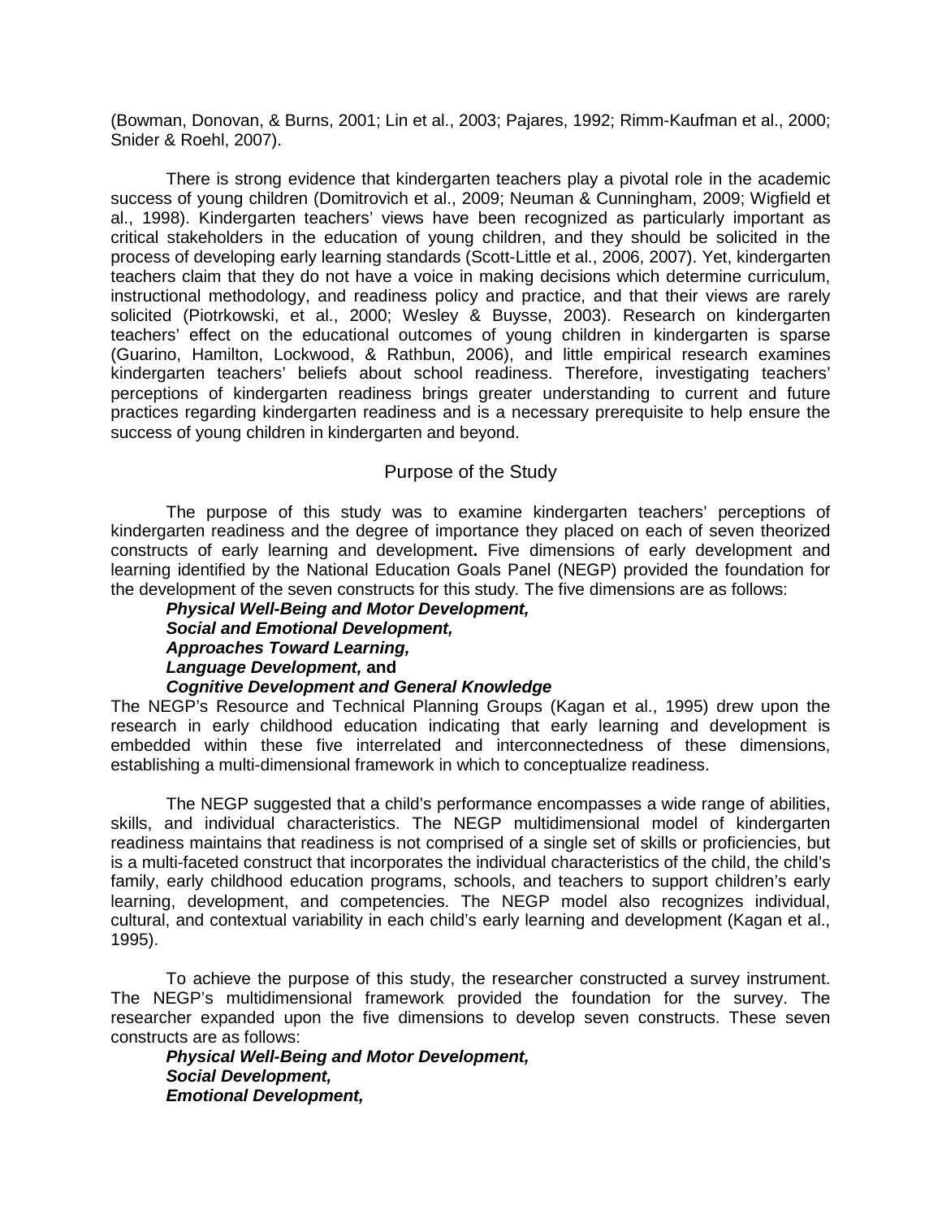(Bowman, Donovan, & Burns, 2001; Lin et al., 2003; Pajares, 1992; Rimm-Kaufman et al., 2000; Snider & Roehl, 2007).

There is strong evidence that kindergarten teachers play a pivotal role in the academic success of young children (Domitrovich et al., 2009; Neuman & Cunningham, 2009; Wigfield et al., 1998). Kindergarten teachers' views have been recognized as particularly important as critical stakeholders in the education of young children, and they should be solicited in the process of developing early learning standards (Scott-Little et al., 2006, 2007). Yet, kindergarten teachers claim that they do not have a voice in making decisions which determine curriculum, instructional methodology, and readiness policy and practice, and that their views are rarely solicited (Piotrkowski, et al., 2000; Wesley & Buysse, 2003). Research on kindergarten teachers' effect on the educational outcomes of young children in kindergarten is sparse (Guarino, Hamilton, Lockwood, & Rathbun, 2006), and little empirical research examines kindergarten teachers' beliefs about school readiness. Therefore, investigating teachers' perceptions of kindergarten readiness brings greater understanding to current and future practices regarding kindergarten readiness and is a necessary prerequisite to help ensure the success of young children in kindergarten and beyond.

## Purpose of the Study

The purpose of this study was to examine kindergarten teachers' perceptions of kindergarten readiness and the degree of importance they placed on each of seven theorized constructs of early learning and development**.** Five dimensions of early development and learning identified by the National Education Goals Panel (NEGP) provided the foundation for the development of the seven constructs for this study*.* The five dimensions are as follows:

***Physical Well-Being and Motor Development,***
***Social and Emotional Development,***
***Approaches Toward Learning,***
***Language Development,*** **and**
***Cognitive Development and General Knowledge***

The NEGP's Resource and Technical Planning Groups (Kagan et al., 1995) drew upon the research in early childhood education indicating that early learning and development is embedded within these five interrelated and interconnectedness of these dimensions, establishing a multi-dimensional framework in which to conceptualize readiness.

The NEGP suggested that a child's performance encompasses a wide range of abilities, skills, and individual characteristics. The NEGP multidimensional model of kindergarten readiness maintains that readiness is not comprised of a single set of skills or proficiencies, but is a multi-faceted construct that incorporates the individual characteristics of the child, the child's family, early childhood education programs, schools, and teachers to support children's early learning, development, and competencies. The NEGP model also recognizes individual, cultural, and contextual variability in each child's early learning and development (Kagan et al., 1995).

To achieve the purpose of this study, the researcher constructed a survey instrument. The NEGP's multidimensional framework provided the foundation for the survey. The researcher expanded upon the five dimensions to develop seven constructs. These seven constructs are as follows:

***Physical Well-Being and Motor Development,***
***Social Development,***
***Emotional Development,***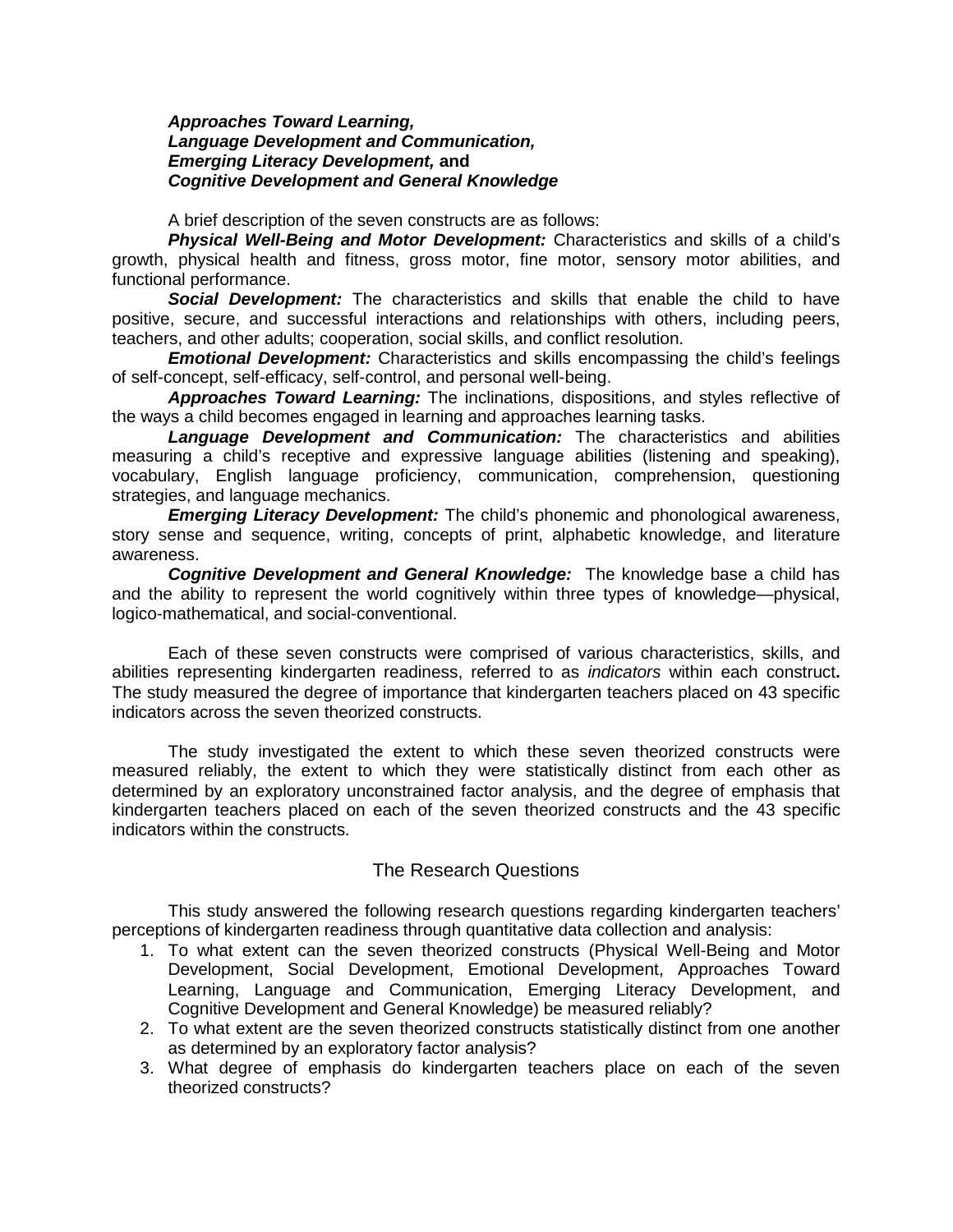***Approaches Toward Learning,***
***Language Development and Communication,***
***Emerging Literacy Development,*** **and**
***Cognitive Development and General Knowledge***

A brief description of the seven constructs are as follows:

***Physical Well-Being and Motor Development:*** Characteristics and skills of a child's growth, physical health and fitness, gross motor, fine motor, sensory motor abilities, and functional performance.

***Social Development:*** The characteristics and skills that enable the child to have positive, secure, and successful interactions and relationships with others, including peers, teachers, and other adults; cooperation, social skills, and conflict resolution.

***Emotional Development:*** Characteristics and skills encompassing the child's feelings of self-concept, self-efficacy, self-control, and personal well-being.

***Approaches Toward Learning:*** The inclinations, dispositions, and styles reflective of the ways a child becomes engaged in learning and approaches learning tasks.

***Language Development and Communication:*** The characteristics and abilities measuring a child's receptive and expressive language abilities (listening and speaking), vocabulary, English language proficiency, communication, comprehension, questioning strategies, and language mechanics.

***Emerging Literacy Development:*** The child's phonemic and phonological awareness, story sense and sequence, writing, concepts of print, alphabetic knowledge, and literature awareness.

***Cognitive Development and General Knowledge:*** The knowledge base a child has and the ability to represent the world cognitively within three types of knowledge—physical, logico-mathematical, and social-conventional.

Each of these seven constructs were comprised of various characteristics, skills, and abilities representing kindergarten readiness, referred to as *indicators* within each construct**.** The study measured the degree of importance that kindergarten teachers placed on 43 specific indicators across the seven theorized constructs.

The study investigated the extent to which these seven theorized constructs were measured reliably, the extent to which they were statistically distinct from each other as determined by an exploratory unconstrained factor analysis, and the degree of emphasis that kindergarten teachers placed on each of the seven theorized constructs and the 43 specific indicators within the constructs.

## The Research Questions

This study answered the following research questions regarding kindergarten teachers' perceptions of kindergarten readiness through quantitative data collection and analysis:

1. To what extent can the seven theorized constructs (Physical Well-Being and Motor Development, Social Development, Emotional Development, Approaches Toward Learning, Language and Communication, Emerging Literacy Development, and Cognitive Development and General Knowledge) be measured reliably?
2. To what extent are the seven theorized constructs statistically distinct from one another as determined by an exploratory factor analysis?
3. What degree of emphasis do kindergarten teachers place on each of the seven theorized constructs?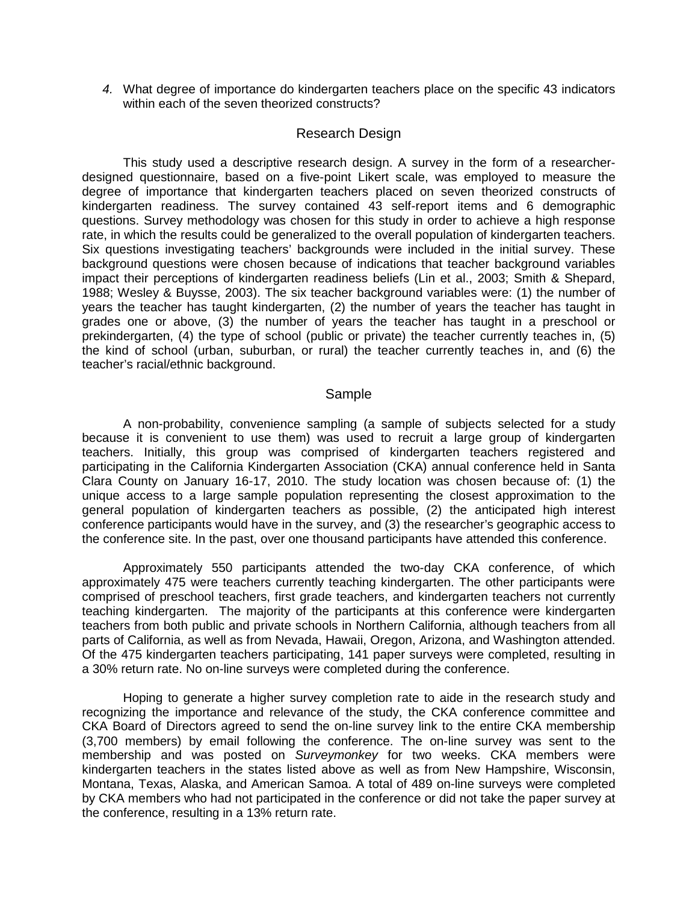4. What degree of importance do kindergarten teachers place on the specific 43 indicators within each of the seven theorized constructs?

## Research Design

This study used a descriptive research design. A survey in the form of a researcher-designed questionnaire, based on a five-point Likert scale, was employed to measure the degree of importance that kindergarten teachers placed on seven theorized constructs of kindergarten readiness. The survey contained 43 self-report items and 6 demographic questions. Survey methodology was chosen for this study in order to achieve a high response rate, in which the results could be generalized to the overall population of kindergarten teachers. Six questions investigating teachers' backgrounds were included in the initial survey. These background questions were chosen because of indications that teacher background variables impact their perceptions of kindergarten readiness beliefs (Lin et al., 2003; Smith & Shepard, 1988; Wesley & Buysse, 2003). The six teacher background variables were: (1) the number of years the teacher has taught kindergarten, (2) the number of years the teacher has taught in grades one or above, (3) the number of years the teacher has taught in a preschool or prekindergarten, (4) the type of school (public or private) the teacher currently teaches in, (5) the kind of school (urban, suburban, or rural) the teacher currently teaches in, and (6) the teacher's racial/ethnic background.

## Sample

A non-probability, convenience sampling (a sample of subjects selected for a study because it is convenient to use them) was used to recruit a large group of kindergarten teachers. Initially, this group was comprised of kindergarten teachers registered and participating in the California Kindergarten Association (CKA) annual conference held in Santa Clara County on January 16-17, 2010. The study location was chosen because of: (1) the unique access to a large sample population representing the closest approximation to the general population of kindergarten teachers as possible, (2) the anticipated high interest conference participants would have in the survey, and (3) the researcher's geographic access to the conference site. In the past, over one thousand participants have attended this conference.

Approximately 550 participants attended the two-day CKA conference, of which approximately 475 were teachers currently teaching kindergarten. The other participants were comprised of preschool teachers, first grade teachers, and kindergarten teachers not currently teaching kindergarten. The majority of the participants at this conference were kindergarten teachers from both public and private schools in Northern California, although teachers from all parts of California, as well as from Nevada, Hawaii, Oregon, Arizona, and Washington attended. Of the 475 kindergarten teachers participating, 141 paper surveys were completed, resulting in a 30% return rate. No on-line surveys were completed during the conference.

Hoping to generate a higher survey completion rate to aide in the research study and recognizing the importance and relevance of the study, the CKA conference committee and CKA Board of Directors agreed to send the on-line survey link to the entire CKA membership (3,700 members) by email following the conference. The on-line survey was sent to the membership and was posted on *Surveymonkey* for two weeks. CKA members were kindergarten teachers in the states listed above as well as from New Hampshire, Wisconsin, Montana, Texas, Alaska, and American Samoa. A total of 489 on-line surveys were completed by CKA members who had not participated in the conference or did not take the paper survey at the conference, resulting in a 13% return rate.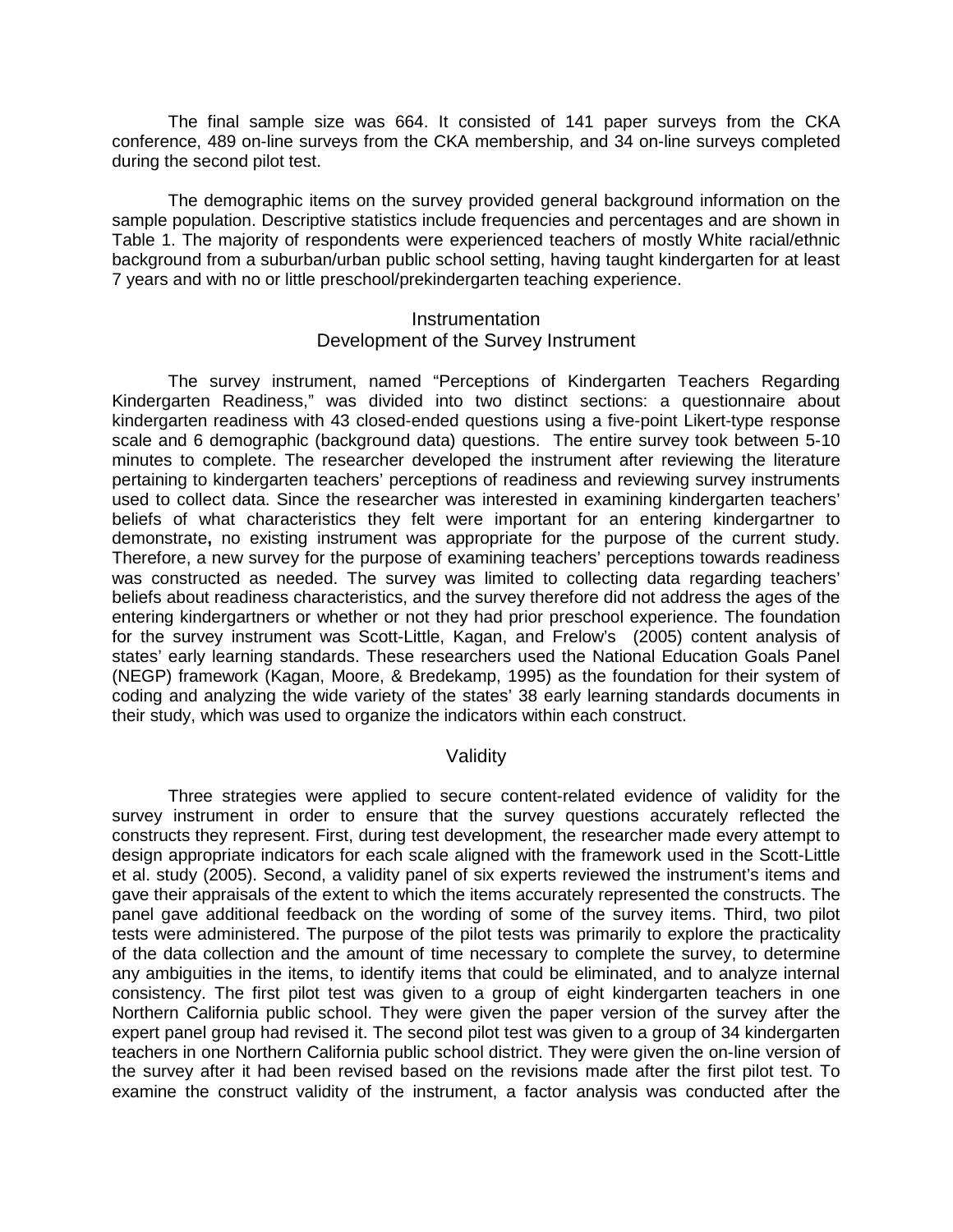The final sample size was 664. It consisted of 141 paper surveys from the CKA conference, 489 on-line surveys from the CKA membership, and 34 on-line surveys completed during the second pilot test.

The demographic items on the survey provided general background information on the sample population. Descriptive statistics include frequencies and percentages and are shown in Table 1. The majority of respondents were experienced teachers of mostly White racial/ethnic background from a suburban/urban public school setting, having taught kindergarten for at least 7 years and with no or little preschool/prekindergarten teaching experience.

## Instrumentation

### Development of the Survey Instrument

The survey instrument, named "Perceptions of Kindergarten Teachers Regarding Kindergarten Readiness," was divided into two distinct sections: a questionnaire about kindergarten readiness with 43 closed-ended questions using a five-point Likert-type response scale and 6 demographic (background data) questions. The entire survey took between 5-10 minutes to complete. The researcher developed the instrument after reviewing the literature pertaining to kindergarten teachers' perceptions of readiness and reviewing survey instruments used to collect data. Since the researcher was interested in examining kindergarten teachers' beliefs of what characteristics they felt were important for an entering kindergartner to demonstrate**,** no existing instrument was appropriate for the purpose of the current study. Therefore, a new survey for the purpose of examining teachers' perceptions towards readiness was constructed as needed. The survey was limited to collecting data regarding teachers' beliefs about readiness characteristics, and the survey therefore did not address the ages of the entering kindergartners or whether or not they had prior preschool experience. The foundation for the survey instrument was Scott-Little, Kagan, and Frelow's (2005) content analysis of states' early learning standards. These researchers used the National Education Goals Panel (NEGP) framework (Kagan, Moore, & Bredekamp, 1995) as the foundation for their system of coding and analyzing the wide variety of the states' 38 early learning standards documents in their study, which was used to organize the indicators within each construct.

### Validity

Three strategies were applied to secure content-related evidence of validity for the survey instrument in order to ensure that the survey questions accurately reflected the constructs they represent. First, during test development, the researcher made every attempt to design appropriate indicators for each scale aligned with the framework used in the Scott-Little et al. study (2005). Second, a validity panel of six experts reviewed the instrument's items and gave their appraisals of the extent to which the items accurately represented the constructs. The panel gave additional feedback on the wording of some of the survey items. Third, two pilot tests were administered. The purpose of the pilot tests was primarily to explore the practicality of the data collection and the amount of time necessary to complete the survey, to determine any ambiguities in the items, to identify items that could be eliminated, and to analyze internal consistency. The first pilot test was given to a group of eight kindergarten teachers in one Northern California public school. They were given the paper version of the survey after the expert panel group had revised it. The second pilot test was given to a group of 34 kindergarten teachers in one Northern California public school district. They were given the on-line version of the survey after it had been revised based on the revisions made after the first pilot test. To examine the construct validity of the instrument, a factor analysis was conducted after the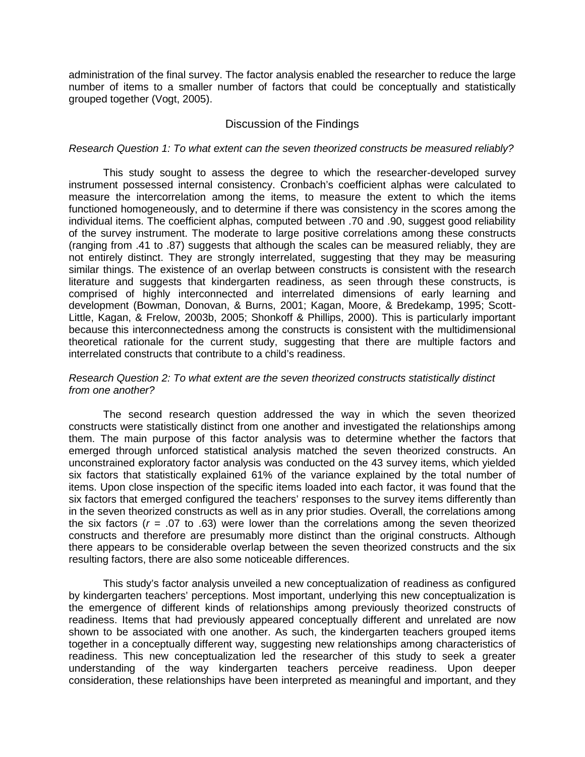administration of the final survey. The factor analysis enabled the researcher to reduce the large number of items to a smaller number of factors that could be conceptually and statistically grouped together (Vogt, 2005).

## Discussion of the Findings

*Research Question 1: To what extent can the seven theorized constructs be measured reliably?*

This study sought to assess the degree to which the researcher-developed survey instrument possessed internal consistency. Cronbach's coefficient alphas were calculated to measure the intercorrelation among the items, to measure the extent to which the items functioned homogeneously, and to determine if there was consistency in the scores among the individual items. The coefficient alphas, computed between .70 and .90, suggest good reliability of the survey instrument. The moderate to large positive correlations among these constructs (ranging from .41 to .87) suggests that although the scales can be measured reliably, they are not entirely distinct. They are strongly interrelated, suggesting that they may be measuring similar things. The existence of an overlap between constructs is consistent with the research literature and suggests that kindergarten readiness, as seen through these constructs, is comprised of highly interconnected and interrelated dimensions of early learning and development (Bowman, Donovan, & Burns, 2001; Kagan, Moore, & Bredekamp, 1995; Scott-Little, Kagan, & Frelow, 2003b, 2005; Shonkoff & Phillips, 2000). This is particularly important because this interconnectedness among the constructs is consistent with the multidimensional theoretical rationale for the current study, suggesting that there are multiple factors and interrelated constructs that contribute to a child's readiness.

*Research Question 2: To what extent are the seven theorized constructs statistically distinct from one another?*

The second research question addressed the way in which the seven theorized constructs were statistically distinct from one another and investigated the relationships among them. The main purpose of this factor analysis was to determine whether the factors that emerged through unforced statistical analysis matched the seven theorized constructs. An unconstrained exploratory factor analysis was conducted on the 43 survey items, which yielded six factors that statistically explained 61% of the variance explained by the total number of items. Upon close inspection of the specific items loaded into each factor, it was found that the six factors that emerged configured the teachers' responses to the survey items differently than in the seven theorized constructs as well as in any prior studies. Overall, the correlations among the six factors ($r$ = .07 to .63) were lower than the correlations among the seven theorized constructs and therefore are presumably more distinct than the original constructs. Although there appears to be considerable overlap between the seven theorized constructs and the six resulting factors, there are also some noticeable differences.

This study's factor analysis unveiled a new conceptualization of readiness as configured by kindergarten teachers' perceptions. Most important, underlying this new conceptualization is the emergence of different kinds of relationships among previously theorized constructs of readiness. Items that had previously appeared conceptually different and unrelated are now shown to be associated with one another. As such, the kindergarten teachers grouped items together in a conceptually different way, suggesting new relationships among characteristics of readiness. This new conceptualization led the researcher of this study to seek a greater understanding of the way kindergarten teachers perceive readiness. Upon deeper consideration, these relationships have been interpreted as meaningful and important, and they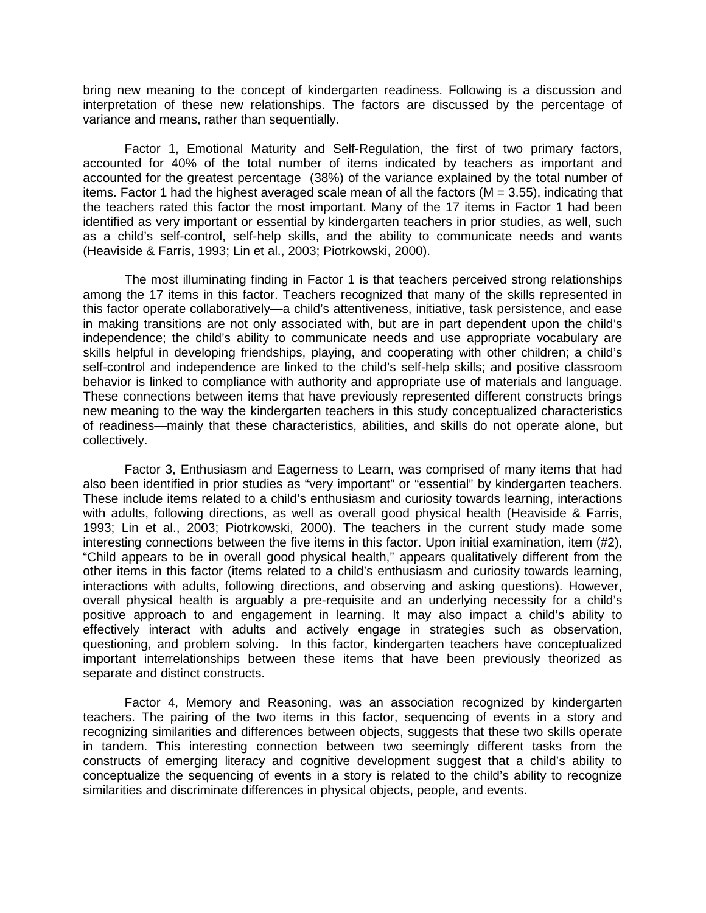bring new meaning to the concept of kindergarten readiness. Following is a discussion and interpretation of these new relationships. The factors are discussed by the percentage of variance and means, rather than sequentially.

Factor 1, Emotional Maturity and Self-Regulation, the first of two primary factors, accounted for 40% of the total number of items indicated by teachers as important and accounted for the greatest percentage (38%) of the variance explained by the total number of items. Factor 1 had the highest averaged scale mean of all the factors ($M = 3.55$), indicating that the teachers rated this factor the most important. Many of the 17 items in Factor 1 had been identified as very important or essential by kindergarten teachers in prior studies, as well, such as a child's self-control, self-help skills, and the ability to communicate needs and wants (Heaviside & Farris, 1993; Lin et al., 2003; Piotrkowski, 2000).

The most illuminating finding in Factor 1 is that teachers perceived strong relationships among the 17 items in this factor. Teachers recognized that many of the skills represented in this factor operate collaboratively—a child's attentiveness, initiative, task persistence, and ease in making transitions are not only associated with, but are in part dependent upon the child's independence; the child's ability to communicate needs and use appropriate vocabulary are skills helpful in developing friendships, playing, and cooperating with other children; a child's self-control and independence are linked to the child's self-help skills; and positive classroom behavior is linked to compliance with authority and appropriate use of materials and language. These connections between items that have previously represented different constructs brings new meaning to the way the kindergarten teachers in this study conceptualized characteristics of readiness—mainly that these characteristics, abilities, and skills do not operate alone, but collectively.

Factor 3, Enthusiasm and Eagerness to Learn, was comprised of many items that had also been identified in prior studies as "very important" or "essential" by kindergarten teachers. These include items related to a child's enthusiasm and curiosity towards learning, interactions with adults, following directions, as well as overall good physical health (Heaviside & Farris, 1993; Lin et al., 2003; Piotrkowski, 2000). The teachers in the current study made some interesting connections between the five items in this factor. Upon initial examination, item (#2), "Child appears to be in overall good physical health," appears qualitatively different from the other items in this factor (items related to a child's enthusiasm and curiosity towards learning, interactions with adults, following directions, and observing and asking questions). However, overall physical health is arguably a pre-requisite and an underlying necessity for a child's positive approach to and engagement in learning. It may also impact a child's ability to effectively interact with adults and actively engage in strategies such as observation, questioning, and problem solving. In this factor, kindergarten teachers have conceptualized important interrelationships between these items that have been previously theorized as separate and distinct constructs.

Factor 4, Memory and Reasoning, was an association recognized by kindergarten teachers. The pairing of the two items in this factor, sequencing of events in a story and recognizing similarities and differences between objects, suggests that these two skills operate in tandem. This interesting connection between two seemingly different tasks from the constructs of emerging literacy and cognitive development suggest that a child's ability to conceptualize the sequencing of events in a story is related to the child's ability to recognize similarities and discriminate differences in physical objects, people, and events.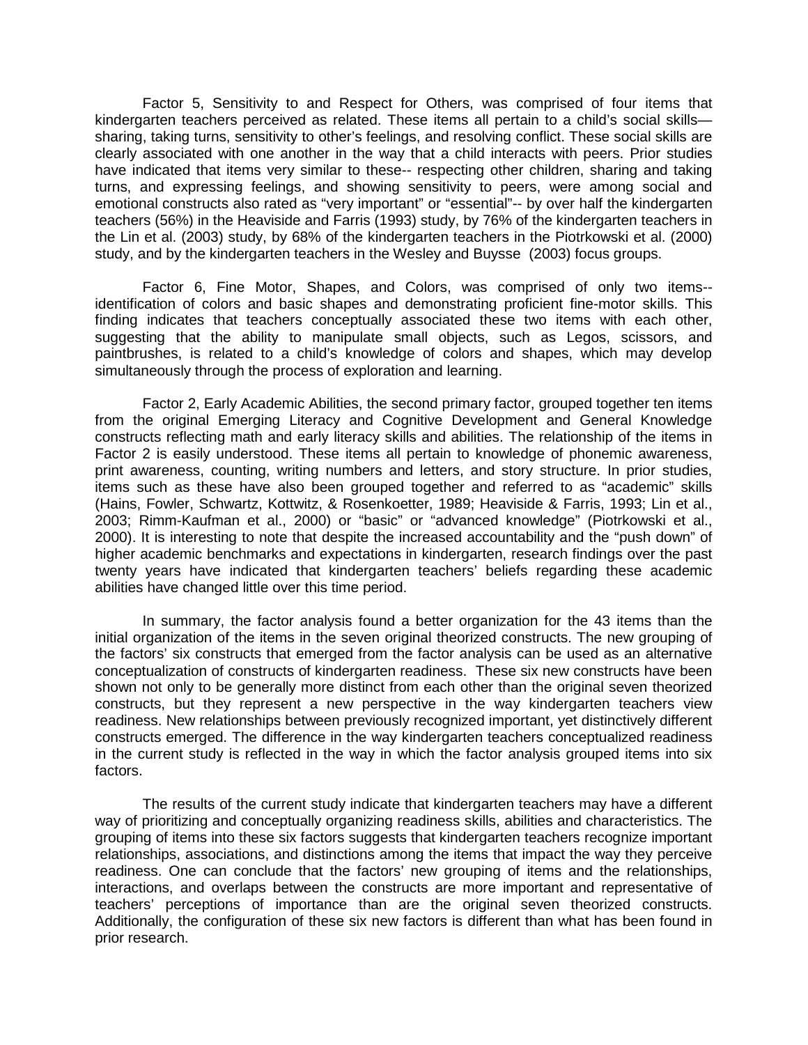Factor 5, Sensitivity to and Respect for Others, was comprised of four items that kindergarten teachers perceived as related. These items all pertain to a child's social skills—sharing, taking turns, sensitivity to other's feelings, and resolving conflict. These social skills are clearly associated with one another in the way that a child interacts with peers. Prior studies have indicated that items very similar to these-- respecting other children, sharing and taking turns, and expressing feelings, and showing sensitivity to peers, were among social and emotional constructs also rated as "very important" or "essential"-- by over half the kindergarten teachers (56%) in the Heaviside and Farris (1993) study, by 76% of the kindergarten teachers in the Lin et al. (2003) study, by 68% of the kindergarten teachers in the Piotrkowski et al. (2000) study, and by the kindergarten teachers in the Wesley and Buysse (2003) focus groups.

Factor 6, Fine Motor, Shapes, and Colors, was comprised of only two items--identification of colors and basic shapes and demonstrating proficient fine-motor skills. This finding indicates that teachers conceptually associated these two items with each other, suggesting that the ability to manipulate small objects, such as Legos, scissors, and paintbrushes, is related to a child's knowledge of colors and shapes, which may develop simultaneously through the process of exploration and learning.

Factor 2, Early Academic Abilities, the second primary factor, grouped together ten items from the original Emerging Literacy and Cognitive Development and General Knowledge constructs reflecting math and early literacy skills and abilities. The relationship of the items in Factor 2 is easily understood. These items all pertain to knowledge of phonemic awareness, print awareness, counting, writing numbers and letters, and story structure. In prior studies, items such as these have also been grouped together and referred to as "academic" skills (Hains, Fowler, Schwartz, Kottwitz, & Rosenkoetter, 1989; Heaviside & Farris, 1993; Lin et al., 2003; Rimm-Kaufman et al., 2000) or "basic" or "advanced knowledge" (Piotrkowski et al., 2000). It is interesting to note that despite the increased accountability and the "push down" of higher academic benchmarks and expectations in kindergarten, research findings over the past twenty years have indicated that kindergarten teachers' beliefs regarding these academic abilities have changed little over this time period.

In summary, the factor analysis found a better organization for the 43 items than the initial organization of the items in the seven original theorized constructs. The new grouping of the factors' six constructs that emerged from the factor analysis can be used as an alternative conceptualization of constructs of kindergarten readiness. These six new constructs have been shown not only to be generally more distinct from each other than the original seven theorized constructs, but they represent a new perspective in the way kindergarten teachers view readiness. New relationships between previously recognized important, yet distinctively different constructs emerged. The difference in the way kindergarten teachers conceptualized readiness in the current study is reflected in the way in which the factor analysis grouped items into six factors.

The results of the current study indicate that kindergarten teachers may have a different way of prioritizing and conceptually organizing readiness skills, abilities and characteristics. The grouping of items into these six factors suggests that kindergarten teachers recognize important relationships, associations, and distinctions among the items that impact the way they perceive readiness. One can conclude that the factors' new grouping of items and the relationships, interactions, and overlaps between the constructs are more important and representative of teachers' perceptions of importance than are the original seven theorized constructs. Additionally, the configuration of these six new factors is different than what has been found in prior research.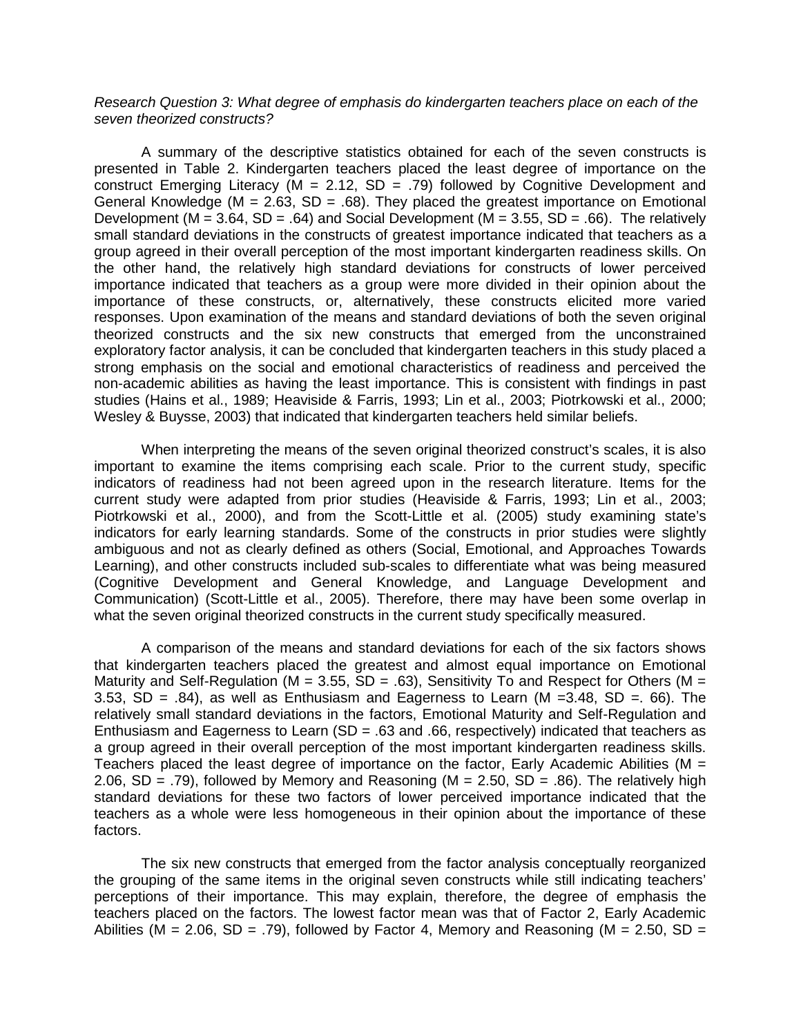*Research Question 3: What degree of emphasis do kindergarten teachers place on each of the seven theorized constructs?*

A summary of the descriptive statistics obtained for each of the seven constructs is presented in Table 2. Kindergarten teachers placed the least degree of importance on the construct Emerging Literacy (M = 2.12, SD = .79) followed by Cognitive Development and General Knowledge (M = 2.63, SD = .68). They placed the greatest importance on Emotional Development (M = 3.64, SD = .64) and Social Development (M = 3.55, SD = .66). The relatively small standard deviations in the constructs of greatest importance indicated that teachers as a group agreed in their overall perception of the most important kindergarten readiness skills. On the other hand, the relatively high standard deviations for constructs of lower perceived importance indicated that teachers as a group were more divided in their opinion about the importance of these constructs, or, alternatively, these constructs elicited more varied responses. Upon examination of the means and standard deviations of both the seven original theorized constructs and the six new constructs that emerged from the unconstrained exploratory factor analysis, it can be concluded that kindergarten teachers in this study placed a strong emphasis on the social and emotional characteristics of readiness and perceived the non-academic abilities as having the least importance. This is consistent with findings in past studies (Hains et al., 1989; Heaviside & Farris, 1993; Lin et al., 2003; Piotrkowski et al., 2000; Wesley & Buysse, 2003) that indicated that kindergarten teachers held similar beliefs.

When interpreting the means of the seven original theorized construct's scales, it is also important to examine the items comprising each scale. Prior to the current study, specific indicators of readiness had not been agreed upon in the research literature. Items for the current study were adapted from prior studies (Heaviside & Farris, 1993; Lin et al., 2003; Piotrkowski et al., 2000), and from the Scott-Little et al. (2005) study examining state's indicators for early learning standards. Some of the constructs in prior studies were slightly ambiguous and not as clearly defined as others (Social, Emotional, and Approaches Towards Learning), and other constructs included sub-scales to differentiate what was being measured (Cognitive Development and General Knowledge, and Language Development and Communication) (Scott-Little et al., 2005). Therefore, there may have been some overlap in what the seven original theorized constructs in the current study specifically measured.

A comparison of the means and standard deviations for each of the six factors shows that kindergarten teachers placed the greatest and almost equal importance on Emotional Maturity and Self-Regulation (M = 3.55, SD = .63), Sensitivity To and Respect for Others (M = 3.53, SD = .84), as well as Enthusiasm and Eagerness to Learn (M =3.48, SD =. 66). The relatively small standard deviations in the factors, Emotional Maturity and Self-Regulation and Enthusiasm and Eagerness to Learn (SD = .63 and .66, respectively) indicated that teachers as a group agreed in their overall perception of the most important kindergarten readiness skills. Teachers placed the least degree of importance on the factor, Early Academic Abilities (M = 2.06, SD = .79), followed by Memory and Reasoning (M = 2.50, SD = .86). The relatively high standard deviations for these two factors of lower perceived importance indicated that the teachers as a whole were less homogeneous in their opinion about the importance of these factors.

The six new constructs that emerged from the factor analysis conceptually reorganized the grouping of the same items in the original seven constructs while still indicating teachers' perceptions of their importance. This may explain, therefore, the degree of emphasis the teachers placed on the factors. The lowest factor mean was that of Factor 2, Early Academic Abilities (M = 2.06, SD = .79), followed by Factor 4, Memory and Reasoning (M = 2.50, SD =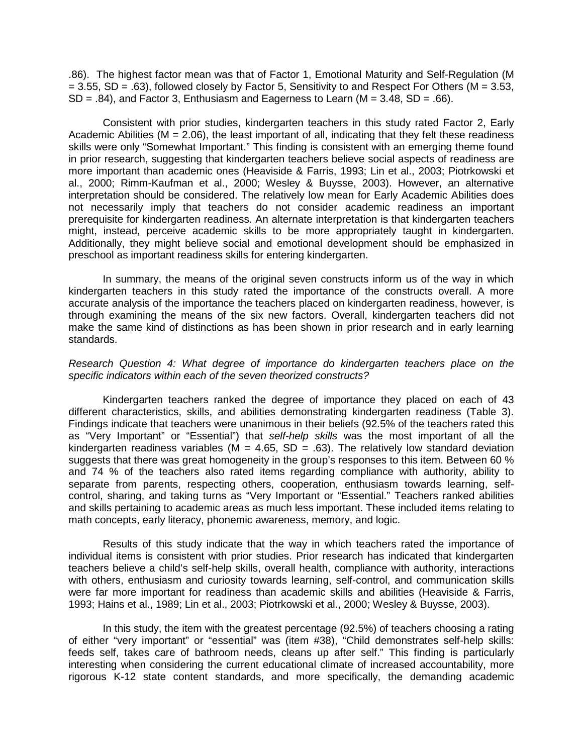.86). The highest factor mean was that of Factor 1, Emotional Maturity and Self-Regulation (M = 3.55, SD = .63), followed closely by Factor 5, Sensitivity to and Respect For Others (M = 3.53, SD = .84), and Factor 3, Enthusiasm and Eagerness to Learn (M = 3.48, SD = .66).

Consistent with prior studies, kindergarten teachers in this study rated Factor 2, Early Academic Abilities (M = 2.06), the least important of all, indicating that they felt these readiness skills were only "Somewhat Important." This finding is consistent with an emerging theme found in prior research, suggesting that kindergarten teachers believe social aspects of readiness are more important than academic ones (Heaviside & Farris, 1993; Lin et al., 2003; Piotrkowski et al., 2000; Rimm-Kaufman et al., 2000; Wesley & Buysse, 2003). However, an alternative interpretation should be considered. The relatively low mean for Early Academic Abilities does not necessarily imply that teachers do not consider academic readiness an important prerequisite for kindergarten readiness. An alternate interpretation is that kindergarten teachers might, instead, perceive academic skills to be more appropriately taught in kindergarten. Additionally, they might believe social and emotional development should be emphasized in preschool as important readiness skills for entering kindergarten.

In summary, the means of the original seven constructs inform us of the way in which kindergarten teachers in this study rated the importance of the constructs overall. A more accurate analysis of the importance the teachers placed on kindergarten readiness, however, is through examining the means of the six new factors. Overall, kindergarten teachers did not make the same kind of distinctions as has been shown in prior research and in early learning standards.

*Research Question 4: What degree of importance do kindergarten teachers place on the specific indicators within each of the seven theorized constructs?*

Kindergarten teachers ranked the degree of importance they placed on each of 43 different characteristics, skills, and abilities demonstrating kindergarten readiness (Table 3). Findings indicate that teachers were unanimous in their beliefs (92.5% of the teachers rated this as "Very Important" or "Essential") that *self-help skills* was the most important of all the kindergarten readiness variables (M = 4.65, SD = .63). The relatively low standard deviation suggests that there was great homogeneity in the group's responses to this item. Between 60 % and 74 % of the teachers also rated items regarding compliance with authority, ability to separate from parents, respecting others, cooperation, enthusiasm towards learning, self-control, sharing, and taking turns as "Very Important or "Essential." Teachers ranked abilities and skills pertaining to academic areas as much less important. These included items relating to math concepts, early literacy, phonemic awareness, memory, and logic.

Results of this study indicate that the way in which teachers rated the importance of individual items is consistent with prior studies. Prior research has indicated that kindergarten teachers believe a child's self-help skills, overall health, compliance with authority, interactions with others, enthusiasm and curiosity towards learning, self-control, and communication skills were far more important for readiness than academic skills and abilities (Heaviside & Farris, 1993; Hains et al., 1989; Lin et al., 2003; Piotrkowski et al., 2000; Wesley & Buysse, 2003).

In this study, the item with the greatest percentage (92.5%) of teachers choosing a rating of either "very important" or "essential" was (item #38), "Child demonstrates self-help skills: feeds self, takes care of bathroom needs, cleans up after self." This finding is particularly interesting when considering the current educational climate of increased accountability, more rigorous K-12 state content standards, and more specifically, the demanding academic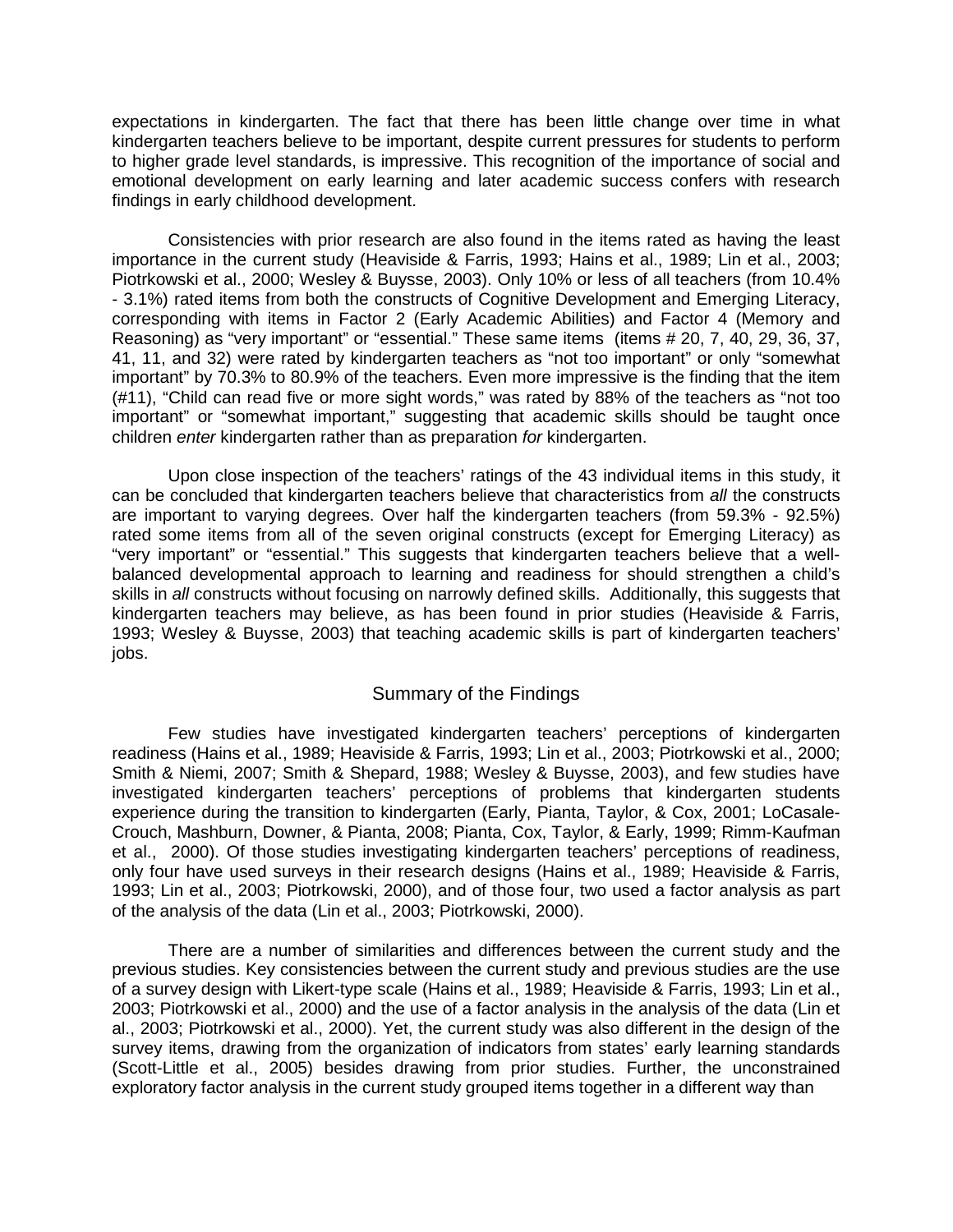expectations in kindergarten. The fact that there has been little change over time in what kindergarten teachers believe to be important, despite current pressures for students to perform to higher grade level standards, is impressive. This recognition of the importance of social and emotional development on early learning and later academic success confers with research findings in early childhood development.

Consistencies with prior research are also found in the items rated as having the least importance in the current study (Heaviside & Farris, 1993; Hains et al., 1989; Lin et al., 2003; Piotrkowski et al., 2000; Wesley & Buysse, 2003). Only 10% or less of all teachers (from 10.4% - 3.1%) rated items from both the constructs of Cognitive Development and Emerging Literacy, corresponding with items in Factor 2 (Early Academic Abilities) and Factor 4 (Memory and Reasoning) as "very important" or "essential." These same items (items # 20, 7, 40, 29, 36, 37, 41, 11, and 32) were rated by kindergarten teachers as "not too important" or only "somewhat important" by 70.3% to 80.9% of the teachers. Even more impressive is the finding that the item (#11), "Child can read five or more sight words," was rated by 88% of the teachers as "not too important" or "somewhat important," suggesting that academic skills should be taught once children *enter* kindergarten rather than as preparation *for* kindergarten.

Upon close inspection of the teachers' ratings of the 43 individual items in this study, it can be concluded that kindergarten teachers believe that characteristics from *all* the constructs are important to varying degrees. Over half the kindergarten teachers (from 59.3% - 92.5%) rated some items from all of the seven original constructs (except for Emerging Literacy) as "very important" or "essential." This suggests that kindergarten teachers believe that a well-balanced developmental approach to learning and readiness for should strengthen a child's skills in *all* constructs without focusing on narrowly defined skills. Additionally, this suggests that kindergarten teachers may believe, as has been found in prior studies (Heaviside & Farris, 1993; Wesley & Buysse, 2003) that teaching academic skills is part of kindergarten teachers' jobs.

## Summary of the Findings

Few studies have investigated kindergarten teachers' perceptions of kindergarten readiness (Hains et al., 1989; Heaviside & Farris, 1993; Lin et al., 2003; Piotrkowski et al., 2000; Smith & Niemi, 2007; Smith & Shepard, 1988; Wesley & Buysse, 2003), and few studies have investigated kindergarten teachers' perceptions of problems that kindergarten students experience during the transition to kindergarten (Early, Pianta, Taylor, & Cox, 2001; LoCasale-Crouch, Mashburn, Downer, & Pianta, 2008; Pianta, Cox, Taylor, & Early, 1999; Rimm-Kaufman et al., 2000). Of those studies investigating kindergarten teachers' perceptions of readiness, only four have used surveys in their research designs (Hains et al., 1989; Heaviside & Farris, 1993; Lin et al., 2003; Piotrkowski, 2000), and of those four, two used a factor analysis as part of the analysis of the data (Lin et al., 2003; Piotrkowski, 2000).

There are a number of similarities and differences between the current study and the previous studies. Key consistencies between the current study and previous studies are the use of a survey design with Likert-type scale (Hains et al., 1989; Heaviside & Farris, 1993; Lin et al., 2003; Piotrkowski et al., 2000) and the use of a factor analysis in the analysis of the data (Lin et al., 2003; Piotrkowski et al., 2000). Yet, the current study was also different in the design of the survey items, drawing from the organization of indicators from states' early learning standards (Scott-Little et al., 2005) besides drawing from prior studies. Further, the unconstrained exploratory factor analysis in the current study grouped items together in a different way than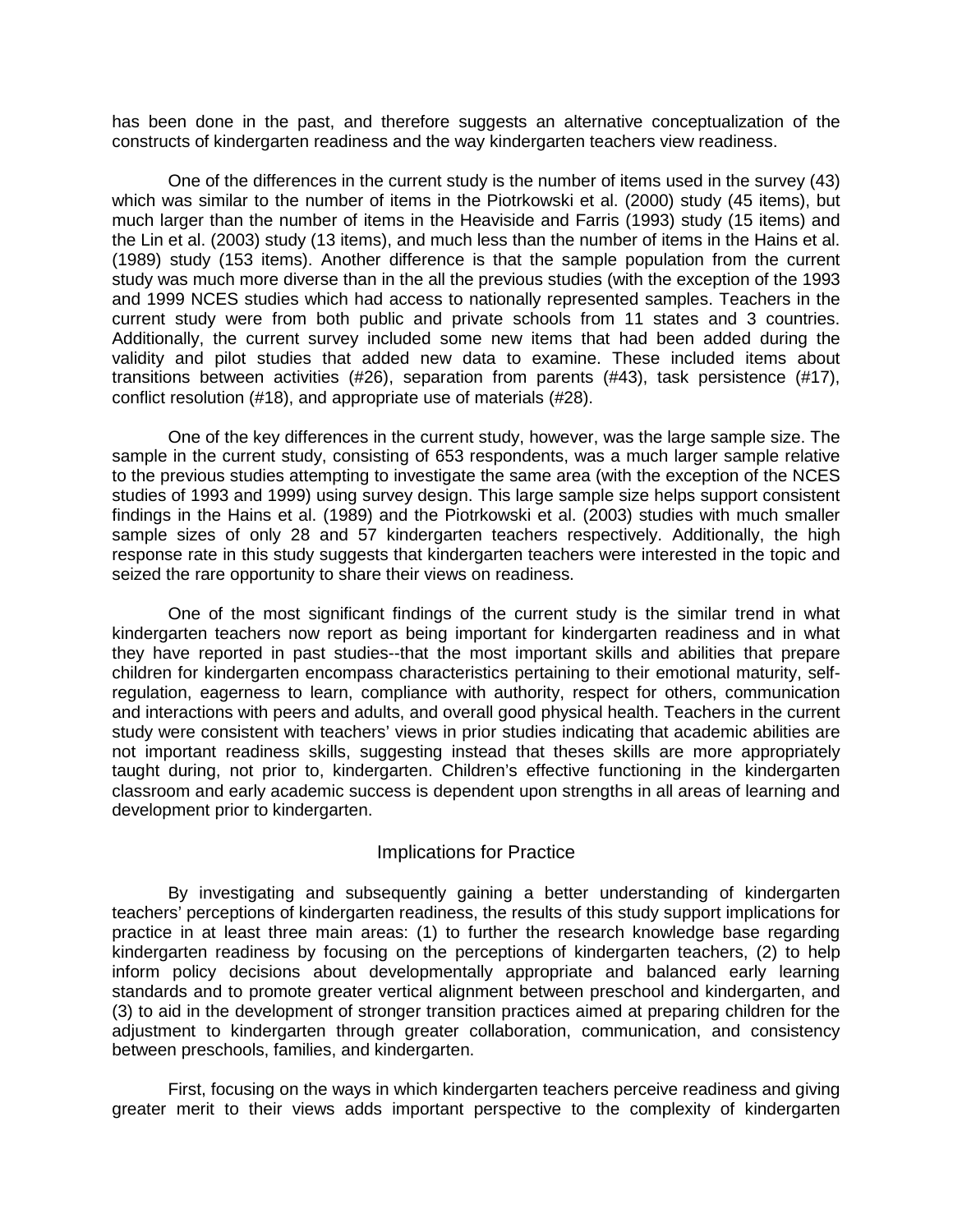has been done in the past, and therefore suggests an alternative conceptualization of the constructs of kindergarten readiness and the way kindergarten teachers view readiness.

One of the differences in the current study is the number of items used in the survey (43) which was similar to the number of items in the Piotrkowski et al. (2000) study (45 items), but much larger than the number of items in the Heaviside and Farris (1993) study (15 items) and the Lin et al. (2003) study (13 items), and much less than the number of items in the Hains et al. (1989) study (153 items). Another difference is that the sample population from the current study was much more diverse than in the all the previous studies (with the exception of the 1993 and 1999 NCES studies which had access to nationally represented samples. Teachers in the current study were from both public and private schools from 11 states and 3 countries. Additionally, the current survey included some new items that had been added during the validity and pilot studies that added new data to examine. These included items about transitions between activities (#26), separation from parents (#43), task persistence (#17), conflict resolution (#18), and appropriate use of materials (#28).

One of the key differences in the current study, however, was the large sample size. The sample in the current study, consisting of 653 respondents, was a much larger sample relative to the previous studies attempting to investigate the same area (with the exception of the NCES studies of 1993 and 1999) using survey design. This large sample size helps support consistent findings in the Hains et al. (1989) and the Piotrkowski et al. (2003) studies with much smaller sample sizes of only 28 and 57 kindergarten teachers respectively. Additionally, the high response rate in this study suggests that kindergarten teachers were interested in the topic and seized the rare opportunity to share their views on readiness.

One of the most significant findings of the current study is the similar trend in what kindergarten teachers now report as being important for kindergarten readiness and in what they have reported in past studies--that the most important skills and abilities that prepare children for kindergarten encompass characteristics pertaining to their emotional maturity, self-regulation, eagerness to learn, compliance with authority, respect for others, communication and interactions with peers and adults, and overall good physical health. Teachers in the current study were consistent with teachers' views in prior studies indicating that academic abilities are not important readiness skills, suggesting instead that theses skills are more appropriately taught during, not prior to, kindergarten. Children's effective functioning in the kindergarten classroom and early academic success is dependent upon strengths in all areas of learning and development prior to kindergarten.

## Implications for Practice

By investigating and subsequently gaining a better understanding of kindergarten teachers' perceptions of kindergarten readiness, the results of this study support implications for practice in at least three main areas: (1) to further the research knowledge base regarding kindergarten readiness by focusing on the perceptions of kindergarten teachers, (2) to help inform policy decisions about developmentally appropriate and balanced early learning standards and to promote greater vertical alignment between preschool and kindergarten, and (3) to aid in the development of stronger transition practices aimed at preparing children for the adjustment to kindergarten through greater collaboration, communication, and consistency between preschools, families, and kindergarten.

First, focusing on the ways in which kindergarten teachers perceive readiness and giving greater merit to their views adds important perspective to the complexity of kindergarten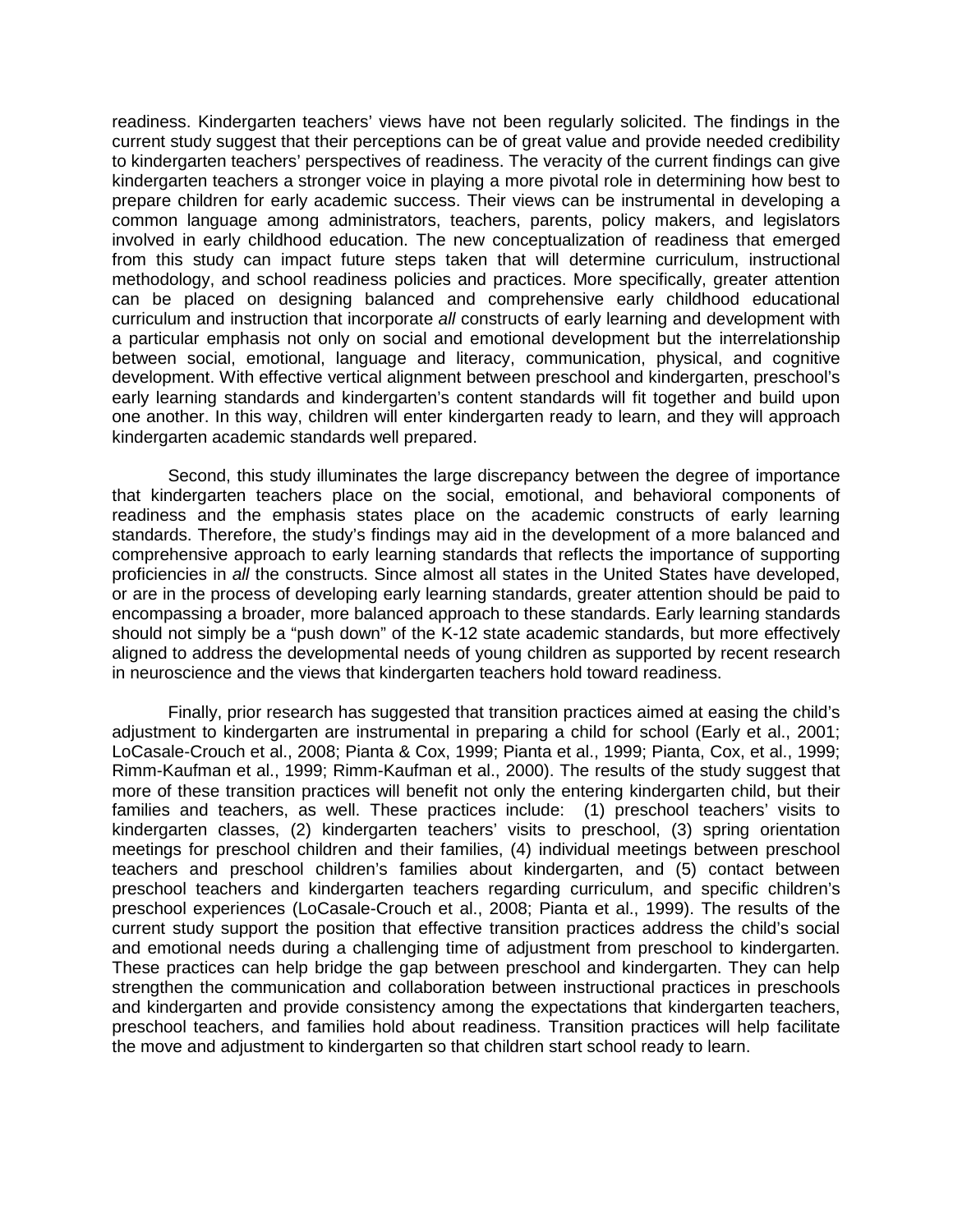readiness. Kindergarten teachers' views have not been regularly solicited. The findings in the current study suggest that their perceptions can be of great value and provide needed credibility to kindergarten teachers' perspectives of readiness. The veracity of the current findings can give kindergarten teachers a stronger voice in playing a more pivotal role in determining how best to prepare children for early academic success. Their views can be instrumental in developing a common language among administrators, teachers, parents, policy makers, and legislators involved in early childhood education. The new conceptualization of readiness that emerged from this study can impact future steps taken that will determine curriculum, instructional methodology, and school readiness policies and practices. More specifically, greater attention can be placed on designing balanced and comprehensive early childhood educational curriculum and instruction that incorporate *all* constructs of early learning and development with a particular emphasis not only on social and emotional development but the interrelationship between social, emotional, language and literacy, communication, physical, and cognitive development. With effective vertical alignment between preschool and kindergarten, preschool's early learning standards and kindergarten's content standards will fit together and build upon one another. In this way, children will enter kindergarten ready to learn, and they will approach kindergarten academic standards well prepared.

Second, this study illuminates the large discrepancy between the degree of importance that kindergarten teachers place on the social, emotional, and behavioral components of readiness and the emphasis states place on the academic constructs of early learning standards. Therefore, the study's findings may aid in the development of a more balanced and comprehensive approach to early learning standards that reflects the importance of supporting proficiencies in *all* the constructs. Since almost all states in the United States have developed, or are in the process of developing early learning standards, greater attention should be paid to encompassing a broader, more balanced approach to these standards. Early learning standards should not simply be a "push down" of the K-12 state academic standards, but more effectively aligned to address the developmental needs of young children as supported by recent research in neuroscience and the views that kindergarten teachers hold toward readiness.

Finally, prior research has suggested that transition practices aimed at easing the child's adjustment to kindergarten are instrumental in preparing a child for school (Early et al., 2001; LoCasale-Crouch et al., 2008; Pianta & Cox, 1999; Pianta et al., 1999; Pianta, Cox, et al., 1999; Rimm-Kaufman et al., 1999; Rimm-Kaufman et al., 2000). The results of the study suggest that more of these transition practices will benefit not only the entering kindergarten child, but their families and teachers, as well. These practices include: (1) preschool teachers' visits to kindergarten classes, (2) kindergarten teachers' visits to preschool, (3) spring orientation meetings for preschool children and their families, (4) individual meetings between preschool teachers and preschool children's families about kindergarten, and (5) contact between preschool teachers and kindergarten teachers regarding curriculum, and specific children's preschool experiences (LoCasale-Crouch et al., 2008; Pianta et al., 1999). The results of the current study support the position that effective transition practices address the child's social and emotional needs during a challenging time of adjustment from preschool to kindergarten. These practices can help bridge the gap between preschool and kindergarten. They can help strengthen the communication and collaboration between instructional practices in preschools and kindergarten and provide consistency among the expectations that kindergarten teachers, preschool teachers, and families hold about readiness. Transition practices will help facilitate the move and adjustment to kindergarten so that children start school ready to learn.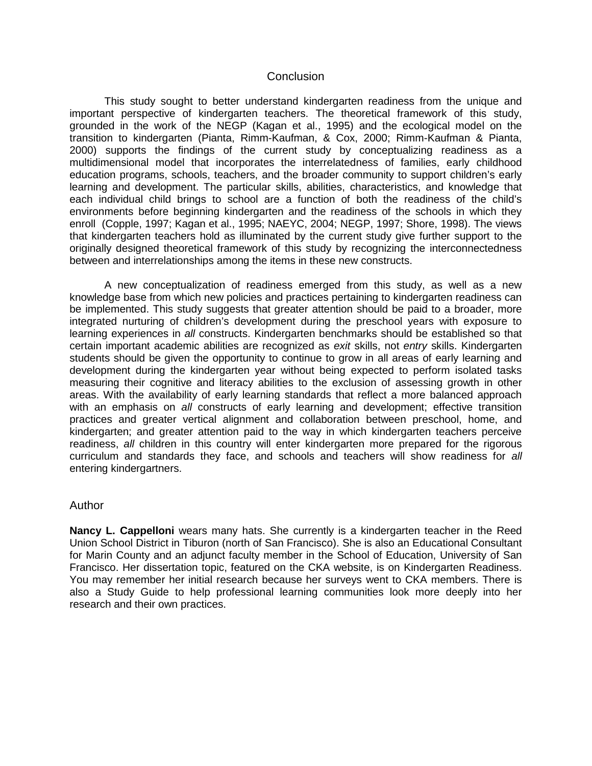## Conclusion

This study sought to better understand kindergarten readiness from the unique and important perspective of kindergarten teachers. The theoretical framework of this study, grounded in the work of the NEGP (Kagan et al., 1995) and the ecological model on the transition to kindergarten (Pianta, Rimm-Kaufman, & Cox, 2000; Rimm-Kaufman & Pianta, 2000) supports the findings of the current study by conceptualizing readiness as a multidimensional model that incorporates the interrelatedness of families, early childhood education programs, schools, teachers, and the broader community to support children's early learning and development. The particular skills, abilities, characteristics, and knowledge that each individual child brings to school are a function of both the readiness of the child's environments before beginning kindergarten and the readiness of the schools in which they enroll (Copple, 1997; Kagan et al., 1995; NAEYC, 2004; NEGP, 1997; Shore, 1998). The views that kindergarten teachers hold as illuminated by the current study give further support to the originally designed theoretical framework of this study by recognizing the interconnectedness between and interrelationships among the items in these new constructs.

A new conceptualization of readiness emerged from this study, as well as a new knowledge base from which new policies and practices pertaining to kindergarten readiness can be implemented. This study suggests that greater attention should be paid to a broader, more integrated nurturing of children's development during the preschool years with exposure to learning experiences in *all* constructs. Kindergarten benchmarks should be established so that certain important academic abilities are recognized as *exit* skills, not *entry* skills. Kindergarten students should be given the opportunity to continue to grow in all areas of early learning and development during the kindergarten year without being expected to perform isolated tasks measuring their cognitive and literacy abilities to the exclusion of assessing growth in other areas. With the availability of early learning standards that reflect a more balanced approach with an emphasis on *all* constructs of early learning and development; effective transition practices and greater vertical alignment and collaboration between preschool, home, and kindergarten; and greater attention paid to the way in which kindergarten teachers perceive readiness, *all* children in this country will enter kindergarten more prepared for the rigorous curriculum and standards they face, and schools and teachers will show readiness for *all* entering kindergartners.

## Author

**Nancy L. Cappelloni** wears many hats. She currently is a kindergarten teacher in the Reed Union School District in Tiburon (north of San Francisco). She is also an Educational Consultant for Marin County and an adjunct faculty member in the School of Education, University of San Francisco. Her dissertation topic, featured on the CKA website, is on Kindergarten Readiness. You may remember her initial research because her surveys went to CKA members. There is also a Study Guide to help professional learning communities look more deeply into her research and their own practices.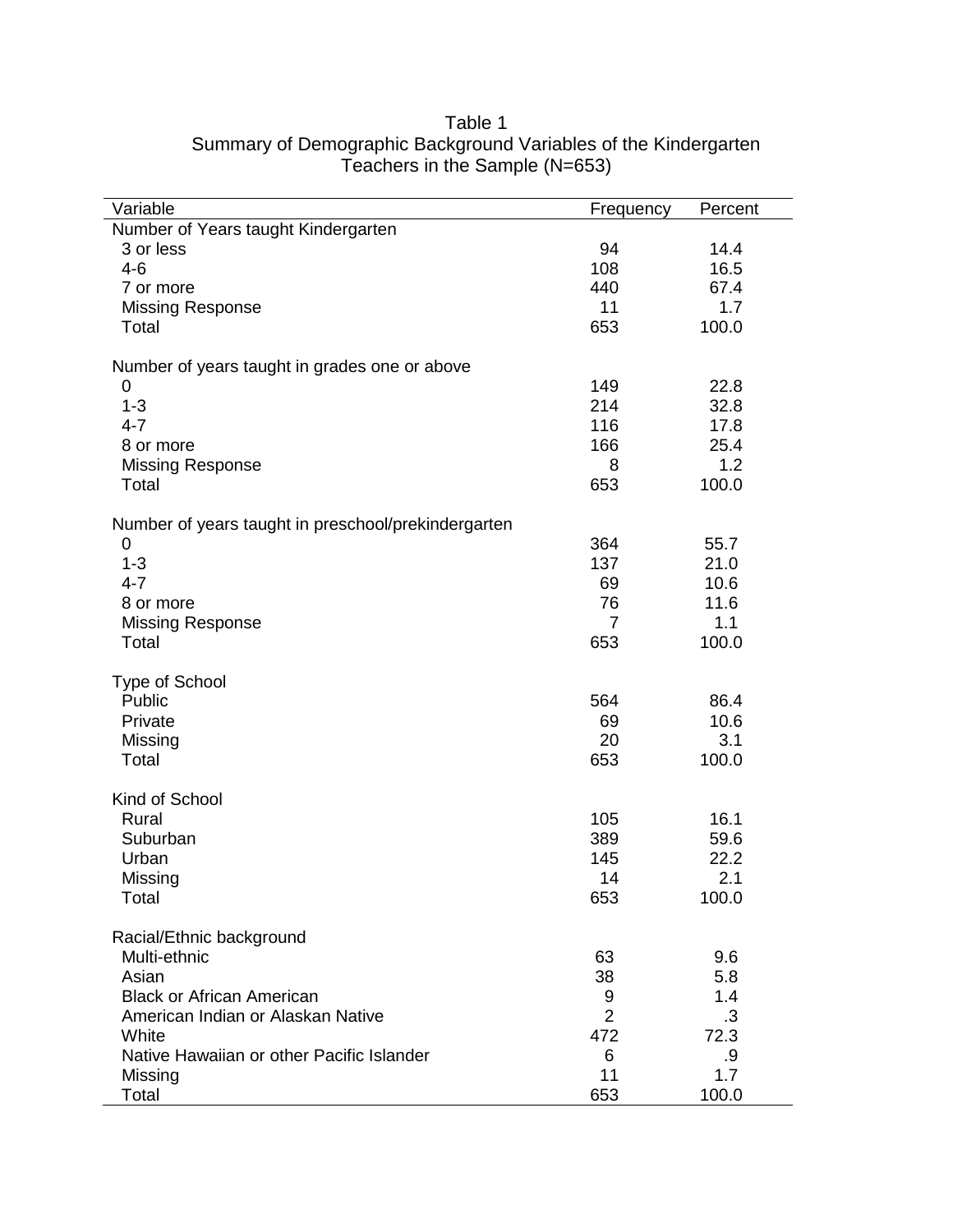Table 1
Summary of Demographic Background Variables of the Kindergarten Teachers in the Sample (N=653)

| Variable | Frequency | Percent |
|---|---|---|
| Number of Years taught Kindergarten | | |
| 3 or less | 94 | 14.4 |
| 4-6 | 108 | 16.5 |
| 7 or more | 440 | 67.4 |
| Missing Response | 11 | 1.7 |
| Total | 653 | 100.0 |
| | | |
| Number of years taught in grades one or above | | |
| 0 | 149 | 22.8 |
| 1-3 | 214 | 32.8 |
| 4-7 | 116 | 17.8 |
| 8 or more | 166 | 25.4 |
| Missing Response | 8 | 1.2 |
| Total | 653 | 100.0 |
| | | |
| Number of years taught in preschool/prekindergarten | | |
| 0 | 364 | 55.7 |
| 1-3 | 137 | 21.0 |
| 4-7 | 69 | 10.6 |
| 8 or more | 76 | 11.6 |
| Missing Response | 7 | 1.1 |
| Total | 653 | 100.0 |
| | | |
| Type of School | | |
| Public | 564 | 86.4 |
| Private | 69 | 10.6 |
| Missing | 20 | 3.1 |
| Total | 653 | 100.0 |
| | | |
| Kind of School | | |
| Rural | 105 | 16.1 |
| Suburban | 389 | 59.6 |
| Urban | 145 | 22.2 |
| Missing | 14 | 2.1 |
| Total | 653 | 100.0 |
| | | |
| Racial/Ethnic background | | |
| Multi-ethnic | 63 | 9.6 |
| Asian | 38 | 5.8 |
| Black or African American | 9 | 1.4 |
| American Indian or Alaskan Native | 2 | .3 |
| White | 472 | 72.3 |
| Native Hawaiian or other Pacific Islander | 6 | .9 |
| Missing | 11 | 1.7 |
| Total | 653 | 100.0 |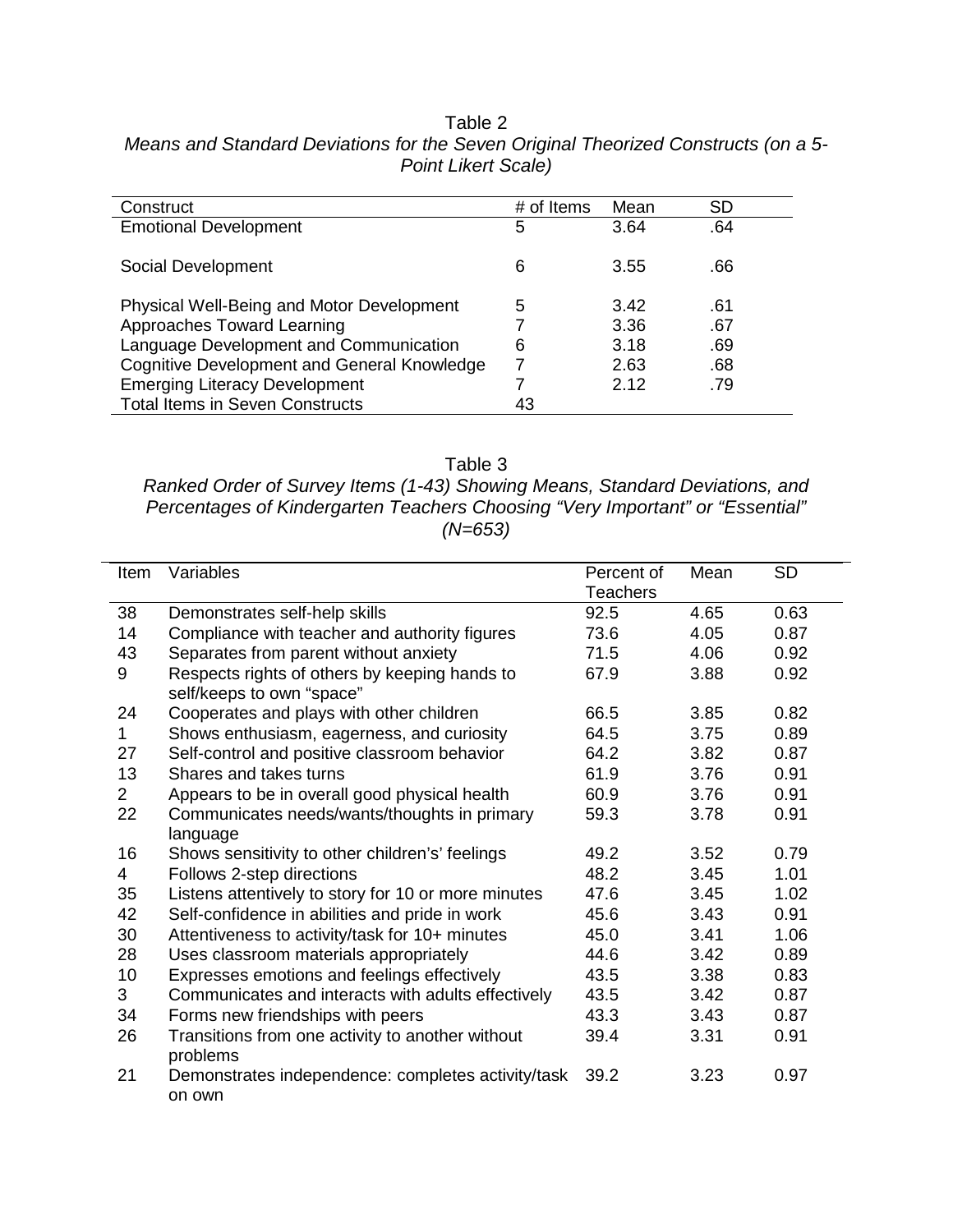Table 2

*Means and Standard Deviations for the Seven Original Theorized Constructs (on a 5-Point Likert Scale)*

| Construct | # of Items | Mean | SD |
|---|---|---|---|
| Emotional Development | 5 | 3.64 | .64 |
| Social Development | 6 | 3.55 | .66 |
| Physical Well-Being and Motor Development | 5 | 3.42 | .61 |
| Approaches Toward Learning | 7 | 3.36 | .67 |
| Language Development and Communication | 6 | 3.18 | .69 |
| Cognitive Development and General Knowledge | 7 | 2.63 | .68 |
| Emerging Literacy Development | 7 | 2.12 | .79 |
| Total Items in Seven Constructs | 43 | | |

Table 3

*Ranked Order of Survey Items (1-43) Showing Means, Standard Deviations, and Percentages of Kindergarten Teachers Choosing "Very Important" or "Essential" (N=653)*

| Item | Variables | Percent of Teachers | Mean | SD |
|---|---|---|---|---|
| 38 | Demonstrates self-help skills | 92.5 | 4.65 | 0.63 |
| 14 | Compliance with teacher and authority figures | 73.6 | 4.05 | 0.87 |
| 43 | Separates from parent without anxiety | 71.5 | 4.06 | 0.92 |
| 9 | Respects rights of others by keeping hands to self/keeps to own "space" | 67.9 | 3.88 | 0.92 |
| 24 | Cooperates and plays with other children | 66.5 | 3.85 | 0.82 |
| 1 | Shows enthusiasm, eagerness, and curiosity | 64.5 | 3.75 | 0.89 |
| 27 | Self-control and positive classroom behavior | 64.2 | 3.82 | 0.87 |
| 13 | Shares and takes turns | 61.9 | 3.76 | 0.91 |
| 2 | Appears to be in overall good physical health | 60.9 | 3.76 | 0.91 |
| 22 | Communicates needs/wants/thoughts in primary language | 59.3 | 3.78 | 0.91 |
| 16 | Shows sensitivity to other children's' feelings | 49.2 | 3.52 | 0.79 |
| 4 | Follows 2-step directions | 48.2 | 3.45 | 1.01 |
| 35 | Listens attentively to story for 10 or more minutes | 47.6 | 3.45 | 1.02 |
| 42 | Self-confidence in abilities and pride in work | 45.6 | 3.43 | 0.91 |
| 30 | Attentiveness to activity/task for 10+ minutes | 45.0 | 3.41 | 1.06 |
| 28 | Uses classroom materials appropriately | 44.6 | 3.42 | 0.89 |
| 10 | Expresses emotions and feelings effectively | 43.5 | 3.38 | 0.83 |
| 3 | Communicates and interacts with adults effectively | 43.5 | 3.42 | 0.87 |
| 34 | Forms new friendships with peers | 43.3 | 3.43 | 0.87 |
| 26 | Transitions from one activity to another without problems | 39.4 | 3.31 | 0.91 |
| 21 | Demonstrates independence: completes activity/task on own | 39.2 | 3.23 | 0.97 |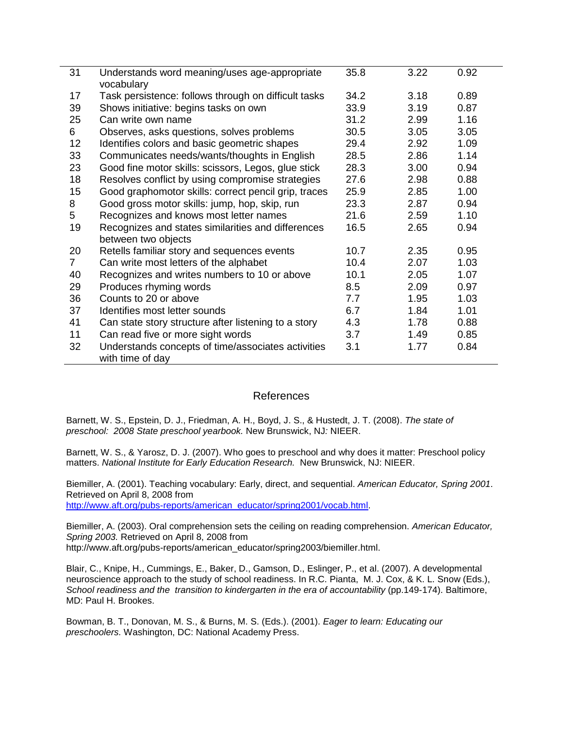| | | | | |
|---|---|---|---|---|
| 31 | Understands word meaning/uses age-appropriate vocabulary | 35.8 | 3.22 | 0.92 |
| 17 | Task persistence: follows through on difficult tasks | 34.2 | 3.18 | 0.89 |
| 39 | Shows initiative: begins tasks on own | 33.9 | 3.19 | 0.87 |
| 25 | Can write own name | 31.2 | 2.99 | 1.16 |
| 6 | Observes, asks questions, solves problems | 30.5 | 3.05 | 3.05 |
| 12 | Identifies colors and basic geometric shapes | 29.4 | 2.92 | 1.09 |
| 33 | Communicates needs/wants/thoughts in English | 28.5 | 2.86 | 1.14 |
| 23 | Good fine motor skills: scissors, Legos, glue stick | 28.3 | 3.00 | 0.94 |
| 18 | Resolves conflict by using compromise strategies | 27.6 | 2.98 | 0.88 |
| 15 | Good graphomotor skills: correct pencil grip, traces | 25.9 | 2.85 | 1.00 |
| 8 | Good gross motor skills: jump, hop, skip, run | 23.3 | 2.87 | 0.94 |
| 5 | Recognizes and knows most letter names | 21.6 | 2.59 | 1.10 |
| 19 | Recognizes and states similarities and differences between two objects | 16.5 | 2.65 | 0.94 |
| 20 | Retells familiar story and sequences events | 10.7 | 2.35 | 0.95 |
| 7 | Can write most letters of the alphabet | 10.4 | 2.07 | 1.03 |
| 40 | Recognizes and writes numbers to 10 or above | 10.1 | 2.05 | 1.07 |
| 29 | Produces rhyming words | 8.5 | 2.09 | 0.97 |
| 36 | Counts to 20 or above | 7.7 | 1.95 | 1.03 |
| 37 | Identifies most letter sounds | 6.7 | 1.84 | 1.01 |
| 41 | Can state story structure after listening to a story | 4.3 | 1.78 | 0.88 |
| 11 | Can read five or more sight words | 3.7 | 1.49 | 0.85 |
| 32 | Understands concepts of time/associates activities with time of day | 3.1 | 1.77 | 0.84 |

## References

Barnett, W. S., Epstein, D. J., Friedman, A. H., Boyd, J. S., & Hustedt, J. T. (2008). *The state of preschool: 2008 State preschool yearbook.* New Brunswick, NJ: NIEER.

Barnett, W. S., & Yarosz, D. J. (2007). Who goes to preschool and why does it matter: Preschool policy matters. *National Institute for Early Education Research.* New Brunswick, NJ: NIEER.

Biemiller, A. (2001). Teaching vocabulary: Early, direct, and sequential. *American Educator, Spring 2001*. Retrieved on April 8, 2008 from http://www.aft.org/pubs-reports/american_educator/spring2001/vocab.html.

Biemiller, A. (2003). Oral comprehension sets the ceiling on reading comprehension. *American Educator, Spring 2003.* Retrieved on April 8, 2008 from http://www.aft.org/pubs-reports/american_educator/spring2003/biemiller.html.

Blair, C., Knipe, H., Cummings, E., Baker, D., Gamson, D., Eslinger, P., et al. (2007). A developmental neuroscience approach to the study of school readiness. In R.C. Pianta, M. J. Cox, & K. L. Snow (Eds.), *School readiness and the transition to kindergarten in the era of accountability* (pp.149-174). Baltimore, MD: Paul H. Brookes.

Bowman, B. T., Donovan, M. S., & Burns, M. S. (Eds.). (2001). *Eager to learn: Educating our preschoolers.* Washington, DC: National Academy Press.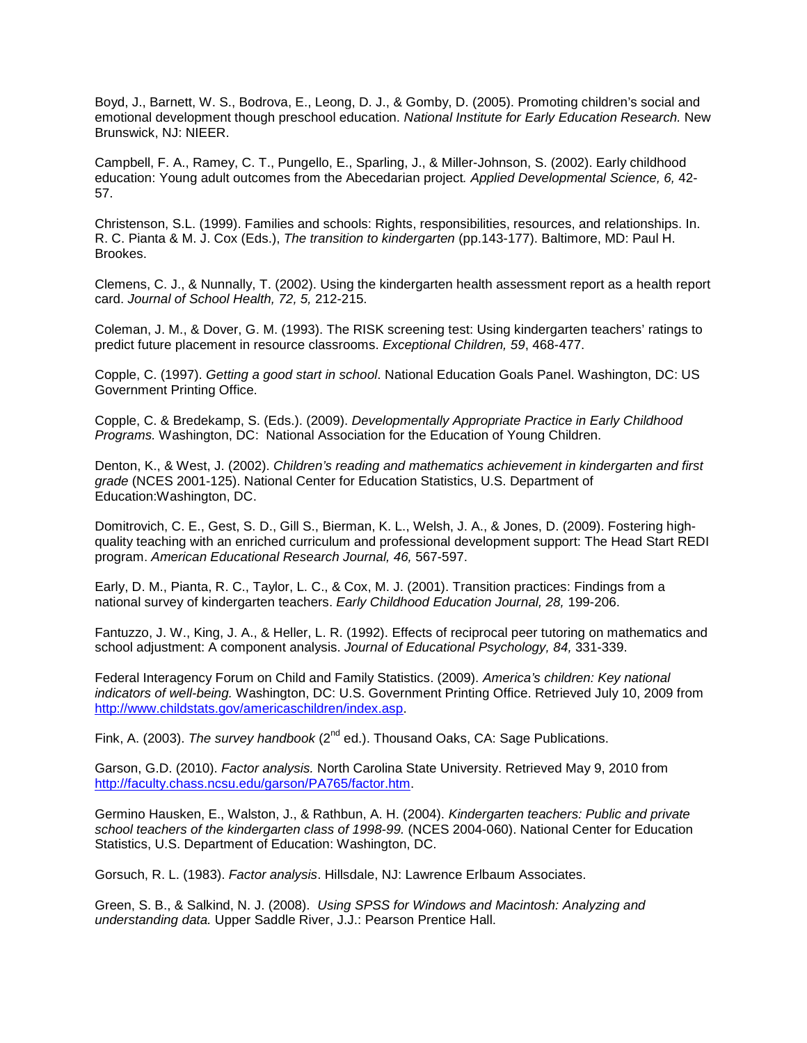Boyd, J., Barnett, W. S., Bodrova, E., Leong, D. J., & Gomby, D. (2005). Promoting children's social and emotional development though preschool education. *National Institute for Early Education Research.* New Brunswick, NJ: NIEER.

Campbell, F. A., Ramey, C. T., Pungello, E., Sparling, J., & Miller-Johnson, S. (2002). Early childhood education: Young adult outcomes from the Abecedarian project. *Applied Developmental Science, 6,* 42-57.

Christenson, S.L. (1999). Families and schools: Rights, responsibilities, resources, and relationships. In. R. C. Pianta & M. J. Cox (Eds.), *The transition to kindergarten* (pp.143-177). Baltimore, MD: Paul H. Brookes.

Clemens, C. J., & Nunnally, T. (2002). Using the kindergarten health assessment report as a health report card. *Journal of School Health, 72, 5,* 212-215.

Coleman, J. M., & Dover, G. M. (1993). The RISK screening test: Using kindergarten teachers' ratings to predict future placement in resource classrooms. *Exceptional Children, 59*, 468-477.

Copple, C. (1997). *Getting a good start in school*. National Education Goals Panel. Washington, DC: US Government Printing Office.

Copple, C. & Bredekamp, S. (Eds.). (2009). *Developmentally Appropriate Practice in Early Childhood Programs.* Washington, DC: National Association for the Education of Young Children.

Denton, K., & West, J. (2002). *Children's reading and mathematics achievement in kindergarten and first grade* (NCES 2001-125). National Center for Education Statistics, U.S. Department of Education:Washington, DC.

Domitrovich, C. E., Gest, S. D., Gill S., Bierman, K. L., Welsh, J. A., & Jones, D. (2009). Fostering high-quality teaching with an enriched curriculum and professional development support: The Head Start REDI program. *American Educational Research Journal, 46,* 567-597.

Early, D. M., Pianta, R. C., Taylor, L. C., & Cox, M. J. (2001). Transition practices: Findings from a national survey of kindergarten teachers. *Early Childhood Education Journal, 28,* 199-206.

Fantuzzo, J. W., King, J. A., & Heller, L. R. (1992). Effects of reciprocal peer tutoring on mathematics and school adjustment: A component analysis. *Journal of Educational Psychology, 84,* 331-339.

Federal Interagency Forum on Child and Family Statistics. (2009). *America's children: Key national indicators of well-being.* Washington, DC: U.S. Government Printing Office. Retrieved July 10, 2009 from http://www.childstats.gov/americaschildren/index.asp.

Fink, A. (2003). *The survey handbook* (2nd ed.). Thousand Oaks, CA: Sage Publications.

Garson, G.D. (2010). *Factor analysis.* North Carolina State University. Retrieved May 9, 2010 from http://faculty.chass.ncsu.edu/garson/PA765/factor.htm.

Germino Hausken, E., Walston, J., & Rathbun, A. H. (2004). *Kindergarten teachers: Public and private school teachers of the kindergarten class of 1998-99.* (NCES 2004-060). National Center for Education Statistics, U.S. Department of Education: Washington, DC.

Gorsuch, R. L. (1983). *Factor analysis*. Hillsdale, NJ: Lawrence Erlbaum Associates.

Green, S. B., & Salkind, N. J. (2008). *Using SPSS for Windows and Macintosh: Analyzing and understanding data.* Upper Saddle River, J.J.: Pearson Prentice Hall.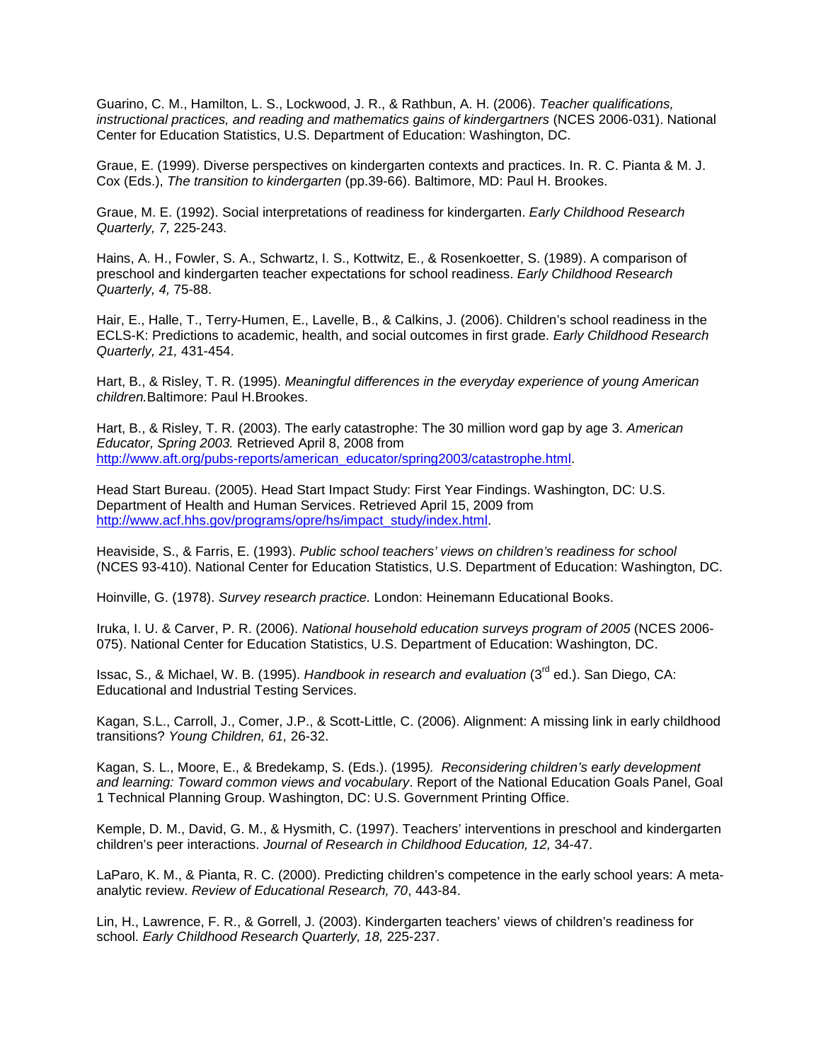Guarino, C. M., Hamilton, L. S., Lockwood, J. R., & Rathbun, A. H. (2006). *Teacher qualifications, instructional practices, and reading and mathematics gains of kindergartners* (NCES 2006-031). National Center for Education Statistics, U.S. Department of Education: Washington, DC.

Graue, E. (1999). Diverse perspectives on kindergarten contexts and practices. In. R. C. Pianta & M. J. Cox (Eds.), *The transition to kindergarten* (pp.39-66). Baltimore, MD: Paul H. Brookes.

Graue, M. E. (1992). Social interpretations of readiness for kindergarten. *Early Childhood Research Quarterly, 7,* 225-243.

Hains, A. H., Fowler, S. A., Schwartz, I. S., Kottwitz, E., & Rosenkoetter, S. (1989). A comparison of preschool and kindergarten teacher expectations for school readiness. *Early Childhood Research Quarterly, 4,* 75-88.

Hair, E., Halle, T., Terry-Humen, E., Lavelle, B., & Calkins, J. (2006). Children's school readiness in the ECLS-K: Predictions to academic, health, and social outcomes in first grade. *Early Childhood Research Quarterly, 21,* 431-454.

Hart, B., & Risley, T. R. (1995). *Meaningful differences in the everyday experience of young American children.*Baltimore: Paul H.Brookes.

Hart, B., & Risley, T. R. (2003). The early catastrophe: The 30 million word gap by age 3. *American Educator, Spring 2003.* Retrieved April 8, 2008 from http://www.aft.org/pubs-reports/american_educator/spring2003/catastrophe.html.

Head Start Bureau. (2005). Head Start Impact Study: First Year Findings. Washington, DC: U.S. Department of Health and Human Services. Retrieved April 15, 2009 from http://www.acf.hhs.gov/programs/opre/hs/impact_study/index.html.

Heaviside, S., & Farris, E. (1993). *Public school teachers' views on children's readiness for school* (NCES 93-410). National Center for Education Statistics, U.S. Department of Education: Washington, DC.

Hoinville, G. (1978). *Survey research practice.* London: Heinemann Educational Books.

Iruka, I. U. & Carver, P. R. (2006). *National household education surveys program of 2005* (NCES 2006-075). National Center for Education Statistics, U.S. Department of Education: Washington, DC.

Issac, S., & Michael, W. B. (1995). *Handbook in research and evaluation* (3rd ed.). San Diego, CA: Educational and Industrial Testing Services.

Kagan, S.L., Carroll, J., Comer, J.P., & Scott-Little, C. (2006). Alignment: A missing link in early childhood transitions? *Young Children, 61,* 26-32.

Kagan, S. L., Moore, E., & Bredekamp, S. (Eds.). (1995*). Reconsidering children's early development and learning: Toward common views and vocabulary*. Report of the National Education Goals Panel, Goal 1 Technical Planning Group. Washington, DC: U.S. Government Printing Office.

Kemple, D. M., David, G. M., & Hysmith, C. (1997). Teachers' interventions in preschool and kindergarten children's peer interactions. *Journal of Research in Childhood Education, 12,* 34-47.

LaParo, K. M., & Pianta, R. C. (2000). Predicting children's competence in the early school years: A meta-analytic review. *Review of Educational Research, 70*, 443-84.

Lin, H., Lawrence, F. R., & Gorrell, J. (2003). Kindergarten teachers' views of children's readiness for school. *Early Childhood Research Quarterly, 18,* 225-237.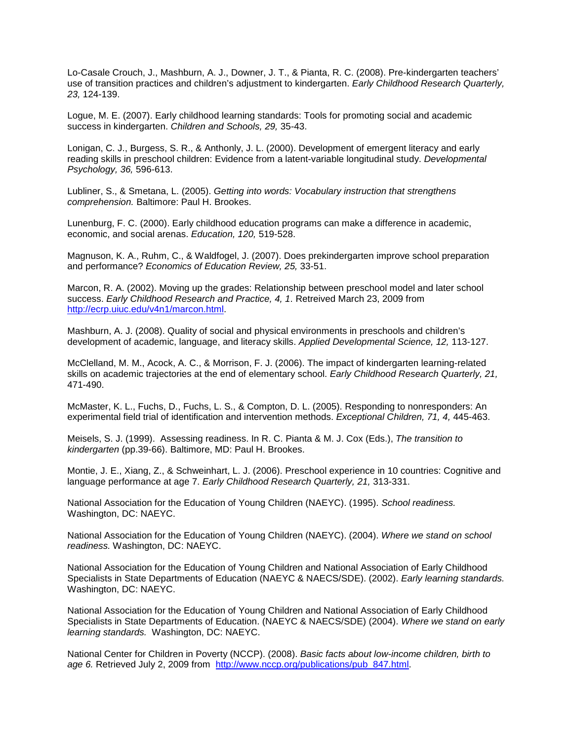Lo-Casale Crouch, J., Mashburn, A. J., Downer, J. T., & Pianta, R. C. (2008). Pre-kindergarten teachers' use of transition practices and children's adjustment to kindergarten. *Early Childhood Research Quarterly, 23,* 124-139.

Logue, M. E. (2007). Early childhood learning standards: Tools for promoting social and academic success in kindergarten. *Children and Schools, 29,* 35-43.

Lonigan, C. J., Burgess, S. R., & Anthonly, J. L. (2000). Development of emergent literacy and early reading skills in preschool children: Evidence from a latent-variable longitudinal study. *Developmental Psychology, 36,* 596-613.

Lubliner, S., & Smetana, L. (2005). *Getting into words: Vocabulary instruction that strengthens comprehension.* Baltimore: Paul H. Brookes.

Lunenburg, F. C. (2000). Early childhood education programs can make a difference in academic, economic, and social arenas. *Education, 120,* 519-528.

Magnuson, K. A., Ruhm, C., & Waldfogel, J. (2007). Does prekindergarten improve school preparation and performance? *Economics of Education Review, 25,* 33-51.

Marcon, R. A. (2002). Moving up the grades: Relationship between preschool model and later school success. *Early Childhood Research and Practice, 4, 1*. Retrieved March 23, 2009 from http://ecrp.uiuc.edu/v4n1/marcon.html.

Mashburn, A. J. (2008). Quality of social and physical environments in preschools and children's development of academic, language, and literacy skills. *Applied Developmental Science, 12,* 113-127.

McClelland, M. M., Acock, A. C., & Morrison, F. J. (2006). The impact of kindergarten learning-related skills on academic trajectories at the end of elementary school. *Early Childhood Research Quarterly, 21,* 471-490.

McMaster, K. L., Fuchs, D., Fuchs, L. S., & Compton, D. L. (2005). Responding to nonresponders: An experimental field trial of identification and intervention methods. *Exceptional Children, 71, 4,* 445-463.

Meisels, S. J. (1999). Assessing readiness. In R. C. Pianta & M. J. Cox (Eds.), *The transition to kindergarten* (pp.39-66). Baltimore, MD: Paul H. Brookes.

Montie, J. E., Xiang, Z., & Schweinhart, L. J. (2006). Preschool experience in 10 countries: Cognitive and language performance at age 7. *Early Childhood Research Quarterly, 21,* 313-331.

National Association for the Education of Young Children (NAEYC). (1995). *School readiness.* Washington, DC: NAEYC.

National Association for the Education of Young Children (NAEYC). (2004). *Where we stand on school readiness.* Washington, DC: NAEYC.

National Association for the Education of Young Children and National Association of Early Childhood Specialists in State Departments of Education (NAEYC & NAECS/SDE). (2002). *Early learning standards.* Washington, DC: NAEYC.

National Association for the Education of Young Children and National Association of Early Childhood Specialists in State Departments of Education. (NAEYC & NAECS/SDE) (2004). *Where we stand on early learning standards.* Washington, DC: NAEYC.

National Center for Children in Poverty (NCCP). (2008). *Basic facts about low-income children, birth to age 6.* Retrieved July 2, 2009 from http://www.nccp.org/publications/pub_847.html.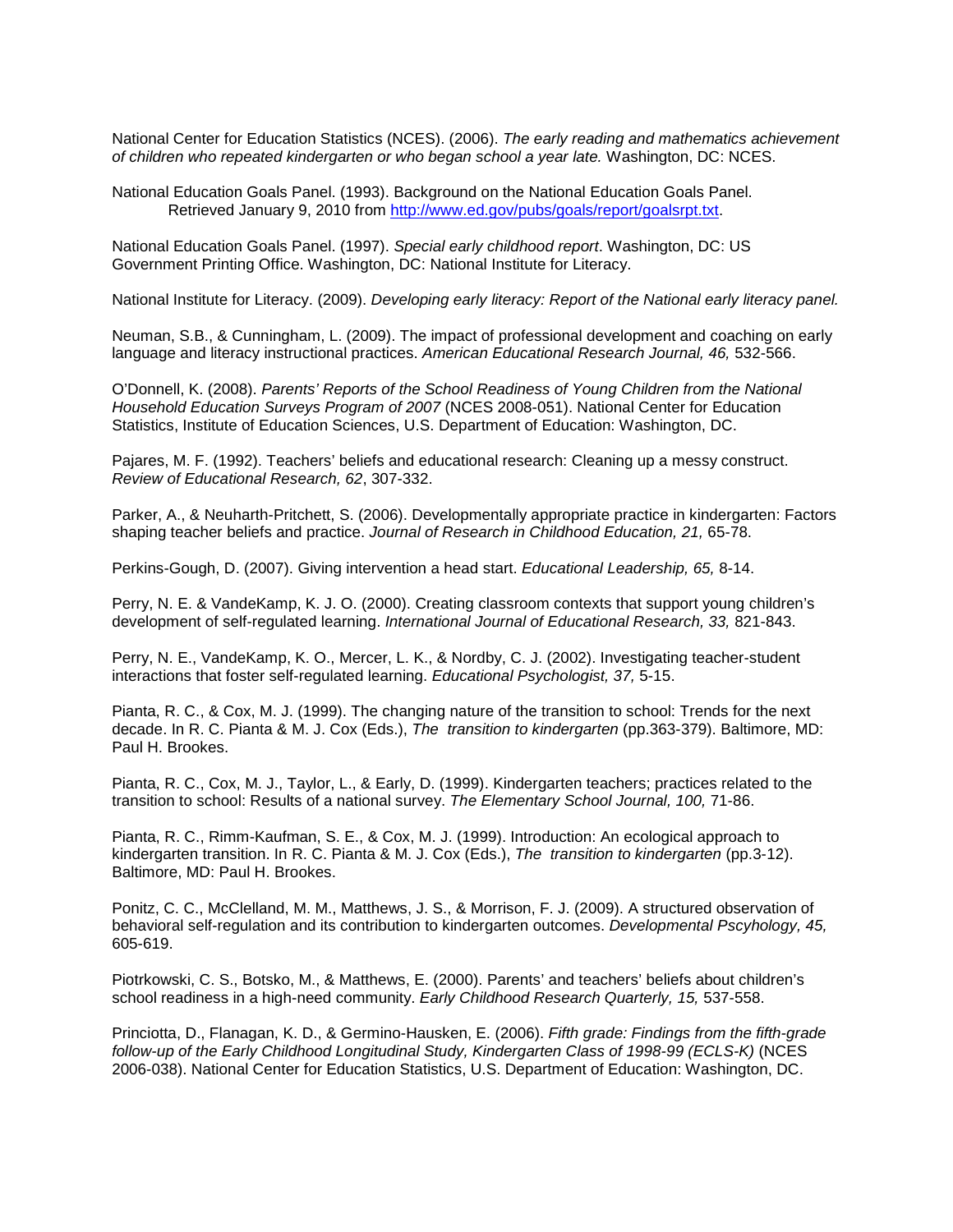National Center for Education Statistics (NCES). (2006). *The early reading and mathematics achievement of children who repeated kindergarten or who began school a year late.* Washington, DC: NCES.

National Education Goals Panel. (1993). Background on the National Education Goals Panel. Retrieved January 9, 2010 from http://www.ed.gov/pubs/goals/report/goalsrpt.txt.

National Education Goals Panel. (1997). *Special early childhood report*. Washington, DC: US Government Printing Office. Washington, DC: National Institute for Literacy.

National Institute for Literacy. (2009). *Developing early literacy: Report of the National early literacy panel.*

Neuman, S.B., & Cunningham, L. (2009). The impact of professional development and coaching on early language and literacy instructional practices. *American Educational Research Journal, 46,* 532-566.

O'Donnell, K. (2008). *Parents' Reports of the School Readiness of Young Children from the National Household Education Surveys Program of 2007* (NCES 2008-051). National Center for Education Statistics, Institute of Education Sciences, U.S. Department of Education: Washington, DC.

Pajares, M. F. (1992). Teachers' beliefs and educational research: Cleaning up a messy construct. *Review of Educational Research, 62*, 307-332.

Parker, A., & Neuharth-Pritchett, S. (2006). Developmentally appropriate practice in kindergarten: Factors shaping teacher beliefs and practice. *Journal of Research in Childhood Education, 21,* 65-78.

Perkins-Gough, D. (2007). Giving intervention a head start. *Educational Leadership, 65,* 8-14.

Perry, N. E. & VandeKamp, K. J. O. (2000). Creating classroom contexts that support young children's development of self-regulated learning. *International Journal of Educational Research, 33,* 821-843.

Perry, N. E., VandeKamp, K. O., Mercer, L. K., & Nordby, C. J. (2002). Investigating teacher-student interactions that foster self-regulated learning. *Educational Psychologist, 37,* 5-15.

Pianta, R. C., & Cox, M. J. (1999). The changing nature of the transition to school: Trends for the next decade. In R. C. Pianta & M. J. Cox (Eds.), *The transition to kindergarten* (pp.363-379). Baltimore, MD: Paul H. Brookes.

Pianta, R. C., Cox, M. J., Taylor, L., & Early, D. (1999). Kindergarten teachers; practices related to the transition to school: Results of a national survey. *The Elementary School Journal, 100,* 71-86.

Pianta, R. C., Rimm-Kaufman, S. E., & Cox, M. J. (1999). Introduction: An ecological approach to kindergarten transition. In R. C. Pianta & M. J. Cox (Eds.), *The transition to kindergarten* (pp.3-12). Baltimore, MD: Paul H. Brookes.

Ponitz, C. C., McClelland, M. M., Matthews, J. S., & Morrison, F. J. (2009). A structured observation of behavioral self-regulation and its contribution to kindergarten outcomes. *Developmental Pscyhology, 45,* 605-619.

Piotrkowski, C. S., Botsko, M., & Matthews, E. (2000). Parents' and teachers' beliefs about children's school readiness in a high-need community. *Early Childhood Research Quarterly, 15,* 537-558.

Princiotta, D., Flanagan, K. D., & Germino-Hausken, E. (2006). *Fifth grade: Findings from the fifth-grade follow-up of the Early Childhood Longitudinal Study, Kindergarten Class of 1998-99 (ECLS-K)* (NCES 2006-038). National Center for Education Statistics, U.S. Department of Education: Washington, DC.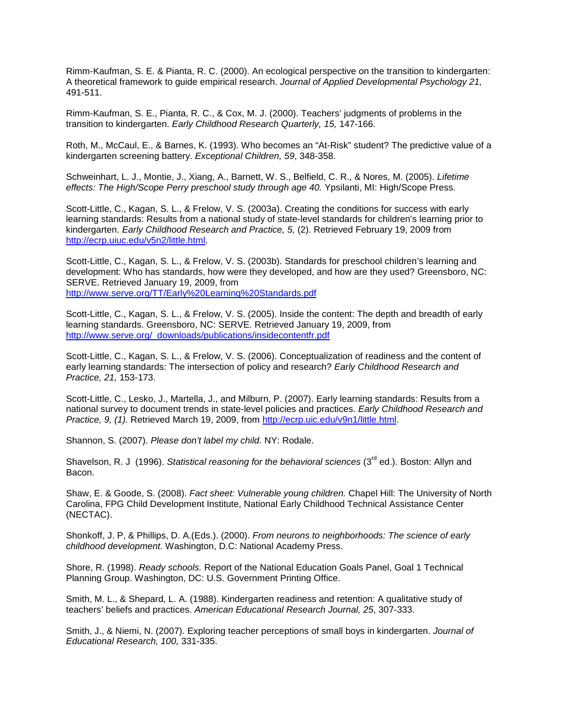Rimm-Kaufman, S. E. & Pianta, R. C. (2000). An ecological perspective on the transition to kindergarten: A theoretical framework to guide empirical research. *Journal of Applied Developmental Psychology 21,* 491-511.

Rimm-Kaufman, S. E., Pianta, R. C., & Cox, M. J. (2000). Teachers' judgments of problems in the transition to kindergarten. *Early Childhood Research Quarterly, 15,* 147-166.

Roth, M., McCaul, E., & Barnes, K. (1993). Who becomes an "At-Risk" student? The predictive value of a kindergarten screening battery. *Exceptional Children, 59*, 348-358.

Schweinhart, L. J., Montie, J., Xiang, A., Barnett, W. S., Belfield, C. R., & Nores, M. (2005). *Lifetime effects: The High/Scope Perry preschool study through age 40.* Ypsilanti, MI: High/Scope Press.

Scott-Little, C., Kagan, S. L., & Frelow, V. S. (2003a). Creating the conditions for success with early learning standards: Results from a national study of state-level standards for children's learning prior to kindergarten. *Early Childhood Research and Practice, 5,* (2). Retrieved February 19, 2009 from http://ecrp.uiuc.edu/v5n2/little.html.

Scott-Little, C., Kagan, S. L., & Frelow, V. S. (2003b). Standards for preschool children's learning and development: Who has standards, how were they developed, and how are they used? Greensboro, NC: SERVE. Retrieved January 19, 2009, from http://www.serve.org/TT/Early%20Learning%20Standards.pdf

Scott-Little, C., Kagan, S. L., & Frelow, V. S. (2005). Inside the content: The depth and breadth of early learning standards. Greensboro, NC: SERVE. Retrieved January 19, 2009, from http://www.serve.org/_downloads/publications/insidecontentfr.pdf

Scott-Little, C., Kagan, S. L., & Frelow, V. S. (2006). Conceptualization of readiness and the content of early learning standards: The intersection of policy and research? *Early Childhood Research and Practice, 21,* 153-173.

Scott-Little, C., Lesko, J., Martella, J., and Milburn, P. (2007). Early learning standards: Results from a national survey to document trends in state-level policies and practices. *Early Childhood Research and Practice, 9, (1).* Retrieved March 19, 2009, from http://ecrp.uic.edu/v9n1/little.html.

Shannon, S. (2007). *Please don't label my child.* NY: Rodale.

Shavelson, R. J (1996). *Statistical reasoning for the behavioral sciences* (3rd ed.). Boston: Allyn and Bacon.

Shaw, E. & Goode, S. (2008). *Fact sheet: Vulnerable young children.* Chapel Hill: The University of North Carolina, FPG Child Development Institute, National Early Childhood Technical Assistance Center (NECTAC).

Shonkoff, J. P, & Phillips, D. A.(Eds.). (2000). *From neurons to neighborhoods: The science of early childhood development.* Washington, D.C: National Academy Press.

Shore, R. (1998). *Ready schools.* Report of the National Education Goals Panel, Goal 1 Technical Planning Group. Washington, DC: U.S. Government Printing Office.

Smith, M. L., & Shepard, L. A. (1988). Kindergarten readiness and retention: A qualitative study of teachers' beliefs and practices. *American Educational Research Journal, 25*, 307-333.

Smith, J., & Niemi, N. (2007). Exploring teacher perceptions of small boys in kindergarten. *Journal of Educational Research, 100,* 331-335.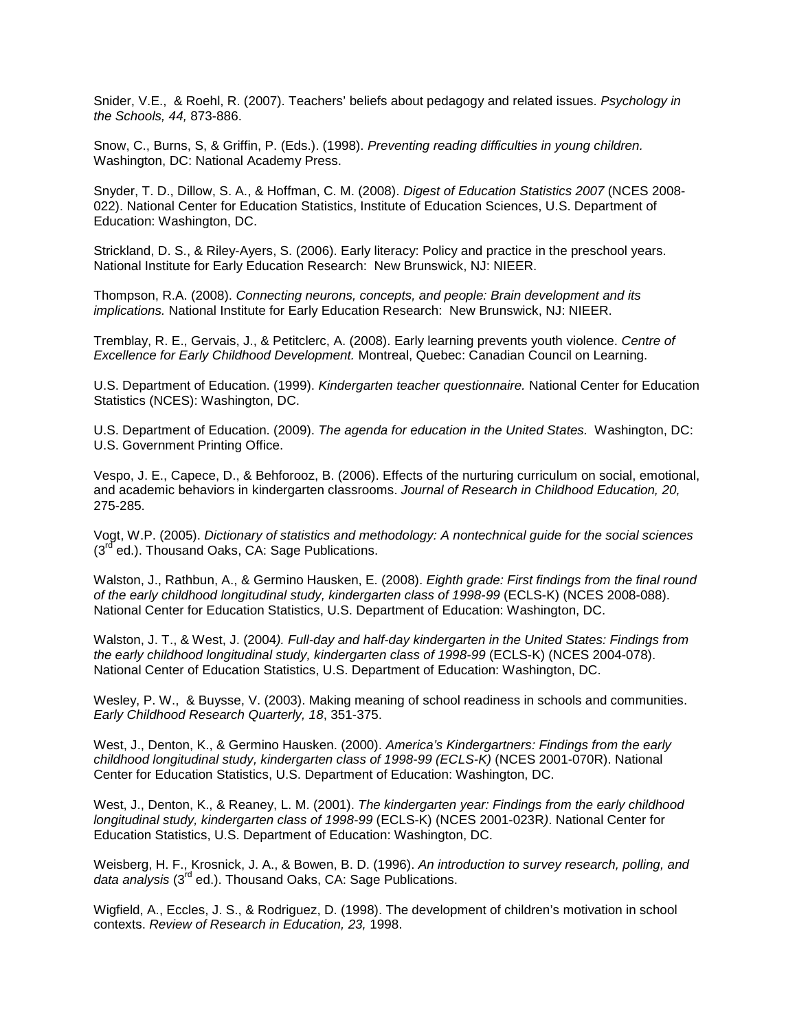Snider, V.E., & Roehl, R. (2007). Teachers' beliefs about pedagogy and related issues. *Psychology in the Schools, 44,* 873-886.

Snow, C., Burns, S, & Griffin, P. (Eds.). (1998). *Preventing reading difficulties in young children.* Washington, DC: National Academy Press.

Snyder, T. D., Dillow, S. A., & Hoffman, C. M. (2008). *Digest of Education Statistics 2007* (NCES 2008-022). National Center for Education Statistics, Institute of Education Sciences, U.S. Department of Education: Washington, DC.

Strickland, D. S., & Riley-Ayers, S. (2006). Early literacy: Policy and practice in the preschool years. National Institute for Early Education Research: New Brunswick, NJ: NIEER.

Thompson, R.A. (2008). *Connecting neurons, concepts, and people: Brain development and its implications.* National Institute for Early Education Research: New Brunswick, NJ: NIEER.

Tremblay, R. E., Gervais, J., & Petitclerc, A. (2008). Early learning prevents youth violence. *Centre of Excellence for Early Childhood Development.* Montreal, Quebec: Canadian Council on Learning.

U.S. Department of Education. (1999). *Kindergarten teacher questionnaire.* National Center for Education Statistics (NCES): Washington, DC.

U.S. Department of Education. (2009). *The agenda for education in the United States.* Washington, DC: U.S. Government Printing Office.

Vespo, J. E., Capece, D., & Behforooz, B. (2006). Effects of the nurturing curriculum on social, emotional, and academic behaviors in kindergarten classrooms. *Journal of Research in Childhood Education, 20,* 275-285.

Vogt, W.P. (2005). *Dictionary of statistics and methodology: A nontechnical guide for the social sciences* (3rd ed.). Thousand Oaks, CA: Sage Publications.

Walston, J., Rathbun, A., & Germino Hausken, E. (2008). *Eighth grade: First findings from the final round of the early childhood longitudinal study, kindergarten class of 1998-99* (ECLS-K) (NCES 2008-088). National Center for Education Statistics, U.S. Department of Education: Washington, DC.

Walston, J. T., & West, J. (2004*). Full-day and half-day kindergarten in the United States: Findings from the early childhood longitudinal study, kindergarten class of 1998-99* (ECLS-K) (NCES 2004-078). National Center of Education Statistics, U.S. Department of Education: Washington, DC.

Wesley, P. W., & Buysse, V. (2003). Making meaning of school readiness in schools and communities. *Early Childhood Research Quarterly, 18*, 351-375.

West, J., Denton, K., & Germino Hausken. (2000). *America's Kindergartners: Findings from the early childhood longitudinal study, kindergarten class of 1998-99 (ECLS-K)* (NCES 2001-070R). National Center for Education Statistics, U.S. Department of Education: Washington, DC.

West, J., Denton, K., & Reaney, L. M. (2001). *The kindergarten year: Findings from the early childhood longitudinal study, kindergarten class of 1998-99* (ECLS-K) (NCES 2001-023R*)*. National Center for Education Statistics, U.S. Department of Education: Washington, DC.

Weisberg, H. F., Krosnick, J. A., & Bowen, B. D. (1996). *An introduction to survey research, polling, and data analysis* (3rd ed.). Thousand Oaks, CA: Sage Publications.

Wigfield, A., Eccles, J. S., & Rodriguez, D. (1998). The development of children's motivation in school contexts. *Review of Research in Education, 23,* 1998.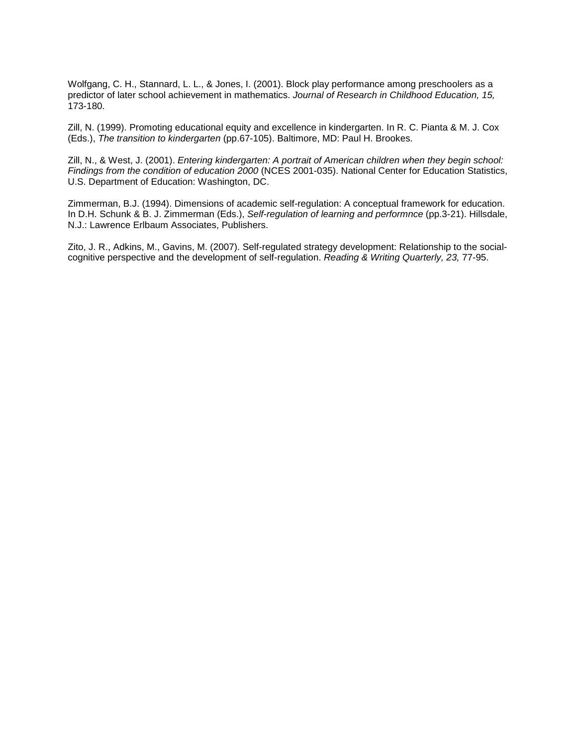Wolfgang, C. H., Stannard, L. L., & Jones, I. (2001). Block play performance among preschoolers as a predictor of later school achievement in mathematics. *Journal of Research in Childhood Education, 15,* 173-180.

Zill, N. (1999). Promoting educational equity and excellence in kindergarten. In R. C. Pianta & M. J. Cox (Eds.), *The transition to kindergarten* (pp.67-105). Baltimore, MD: Paul H. Brookes.

Zill, N., & West, J. (2001). *Entering kindergarten: A portrait of American children when they begin school: Findings from the condition of education 2000* (NCES 2001-035). National Center for Education Statistics, U.S. Department of Education: Washington, DC.

Zimmerman, B.J. (1994). Dimensions of academic self-regulation: A conceptual framework for education. In D.H. Schunk & B. J. Zimmerman (Eds.), *Self-regulation of learning and performnce* (pp.3-21). Hillsdale, N.J.: Lawrence Erlbaum Associates, Publishers.

Zito, J. R., Adkins, M., Gavins, M. (2007). Self-regulated strategy development: Relationship to the social-cognitive perspective and the development of self-regulation. *Reading & Writing Quarterly, 23,* 77-95.